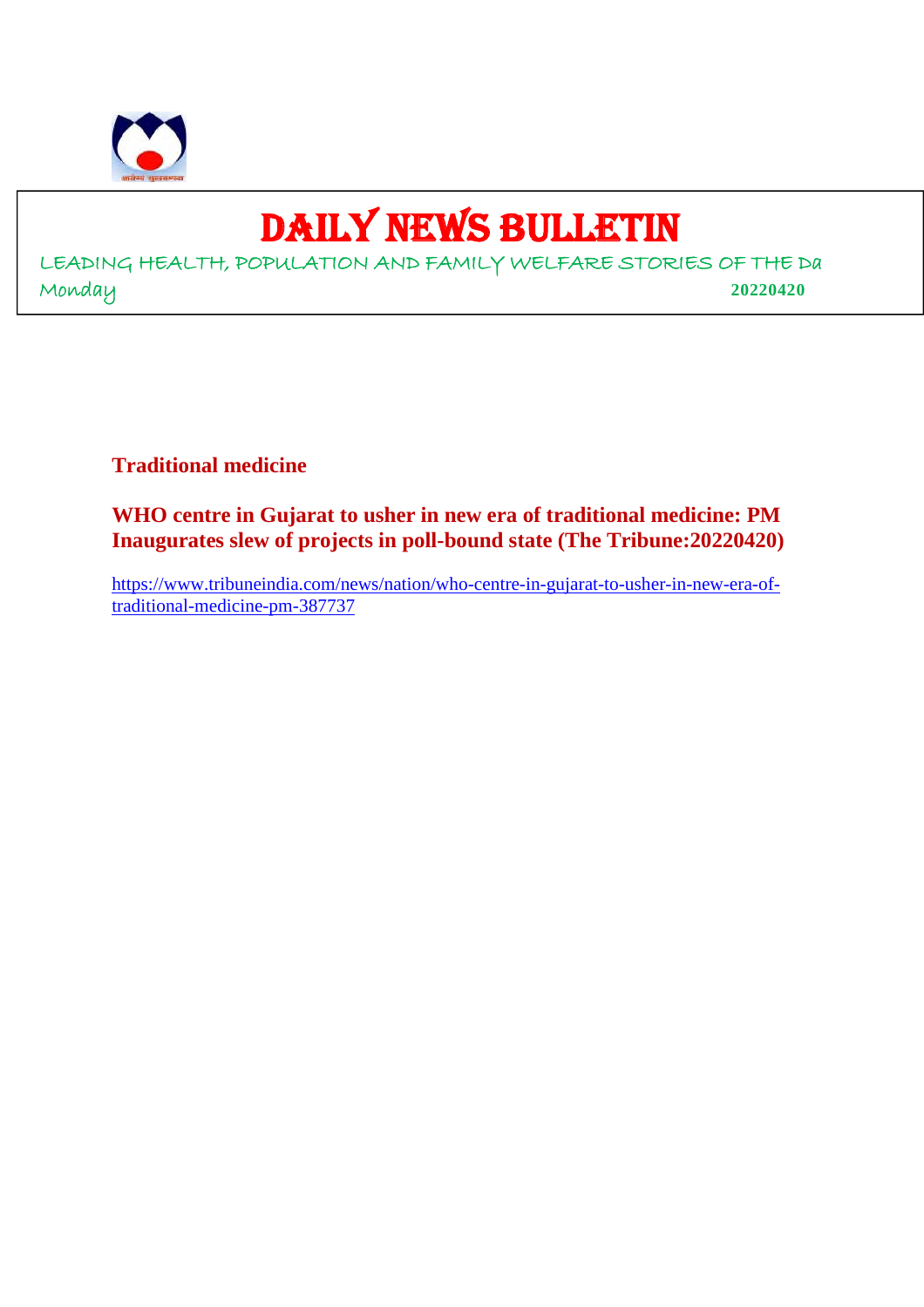# DAILY NEWS BULLETIN

LEADING HEALTH, POPULATION AND FAMILY WELFARE STORIES OF THE Da

Monday **20220420**

## Traditional medicine

### WHO centre in Gujarat to usher in new era of traditional medicine: PM Inaugurates slew of projects in poll-bound state (The Tribune:20220420)

https://www.tribuneindia.com/news/nation/who-centre-in-gujarat-to-usher-in-new-era-of-traditional-medicine-pm-387737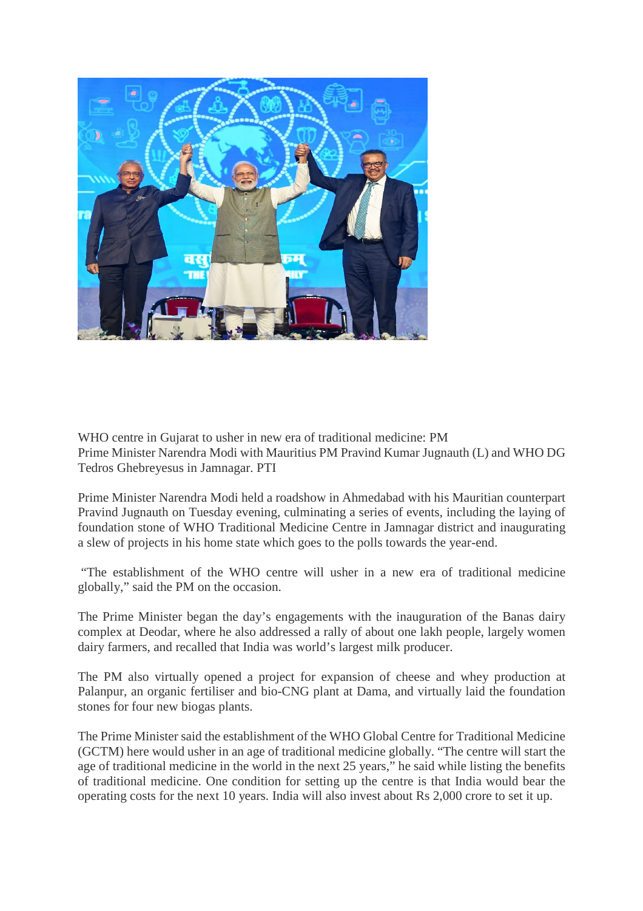WHO centre in Gujarat to usher in new era of traditional medicine: PM
Prime Minister Narendra Modi with Mauritius PM Pravind Kumar Jugnauth (L) and WHO DG Tedros Ghebreyesus in Jamnagar. PTI

Prime Minister Narendra Modi held a roadshow in Ahmedabad with his Mauritian counterpart Pravind Jugnauth on Tuesday evening, culminating a series of events, including the laying of foundation stone of WHO Traditional Medicine Centre in Jamnagar district and inaugurating a slew of projects in his home state which goes to the polls towards the year-end.

"The establishment of the WHO centre will usher in a new era of traditional medicine globally," said the PM on the occasion.

The Prime Minister began the day's engagements with the inauguration of the Banas dairy complex at Deodar, where he also addressed a rally of about one lakh people, largely women dairy farmers, and recalled that India was world's largest milk producer.

The PM also virtually opened a project for expansion of cheese and whey production at Palanpur, an organic fertiliser and bio-CNG plant at Dama, and virtually laid the foundation stones for four new biogas plants.

The Prime Minister said the establishment of the WHO Global Centre for Traditional Medicine (GCTM) here would usher in an age of traditional medicine globally. "The centre will start the age of traditional medicine in the world in the next 25 years," he said while listing the benefits of traditional medicine. One condition for setting up the centre is that India would bear the operating costs for the next 10 years. India will also invest about Rs 2,000 crore to set it up.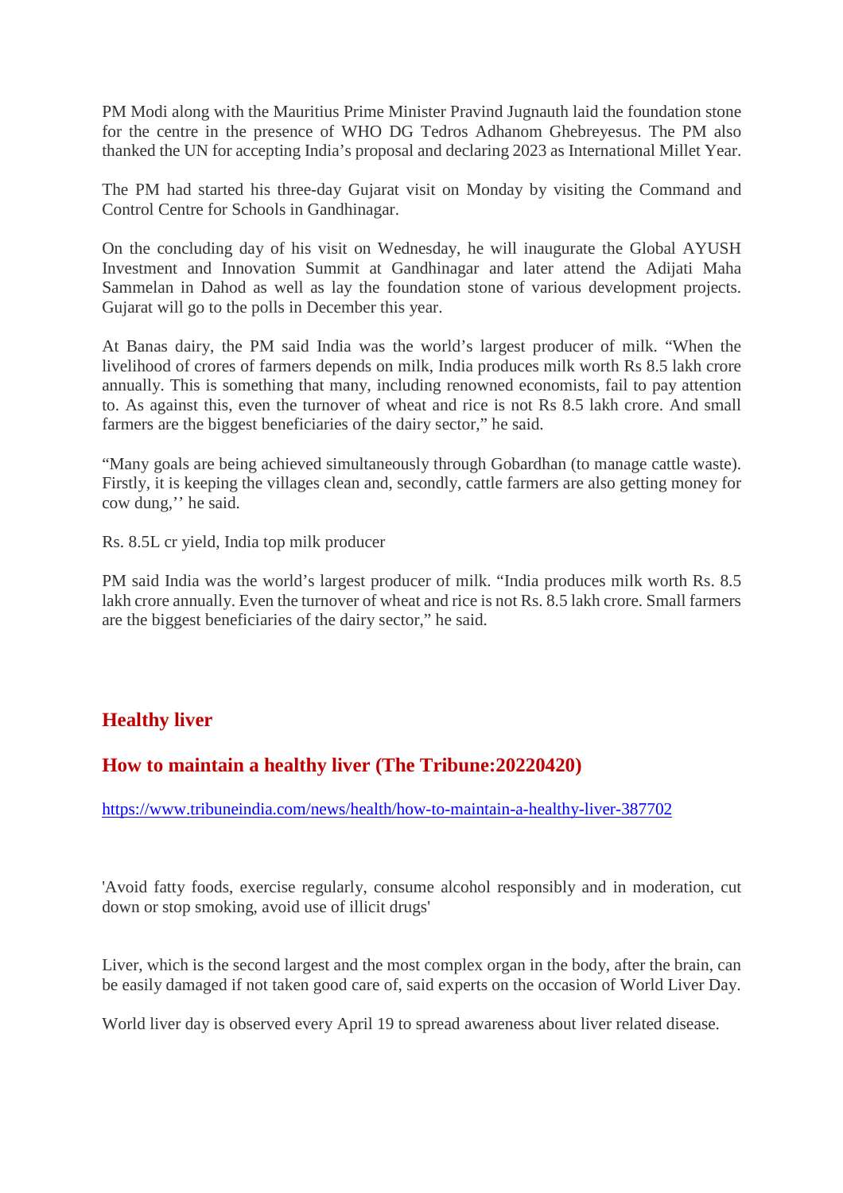PM Modi along with the Mauritius Prime Minister Pravind Jugnauth laid the foundation stone for the centre in the presence of WHO DG Tedros Adhanom Ghebreyesus. The PM also thanked the UN for accepting India's proposal and declaring 2023 as International Millet Year.

The PM had started his three-day Gujarat visit on Monday by visiting the Command and Control Centre for Schools in Gandhinagar.

On the concluding day of his visit on Wednesday, he will inaugurate the Global AYUSH Investment and Innovation Summit at Gandhinagar and later attend the Adijati Maha Sammelan in Dahod as well as lay the foundation stone of various development projects. Gujarat will go to the polls in December this year.

At Banas dairy, the PM said India was the world's largest producer of milk. "When the livelihood of crores of farmers depends on milk, India produces milk worth Rs 8.5 lakh crore annually. This is something that many, including renowned economists, fail to pay attention to. As against this, even the turnover of wheat and rice is not Rs 8.5 lakh crore. And small farmers are the biggest beneficiaries of the dairy sector," he said.

"Many goals are being achieved simultaneously through Gobardhan (to manage cattle waste). Firstly, it is keeping the villages clean and, secondly, cattle farmers are also getting money for cow dung,'' he said.

Rs. 8.5L cr yield, India top milk producer

PM said India was the world's largest producer of milk. "India produces milk worth Rs. 8.5 lakh crore annually. Even the turnover of wheat and rice is not Rs. 8.5 lakh crore. Small farmers are the biggest beneficiaries of the dairy sector," he said.

## Healthy liver

## How to maintain a healthy liver (The Tribune:20220420)

https://www.tribuneindia.com/news/health/how-to-maintain-a-healthy-liver-387702

'Avoid fatty foods, exercise regularly, consume alcohol responsibly and in moderation, cut down or stop smoking, avoid use of illicit drugs'

Liver, which is the second largest and the most complex organ in the body, after the brain, can be easily damaged if not taken good care of, said experts on the occasion of World Liver Day.

World liver day is observed every April 19 to spread awareness about liver related disease.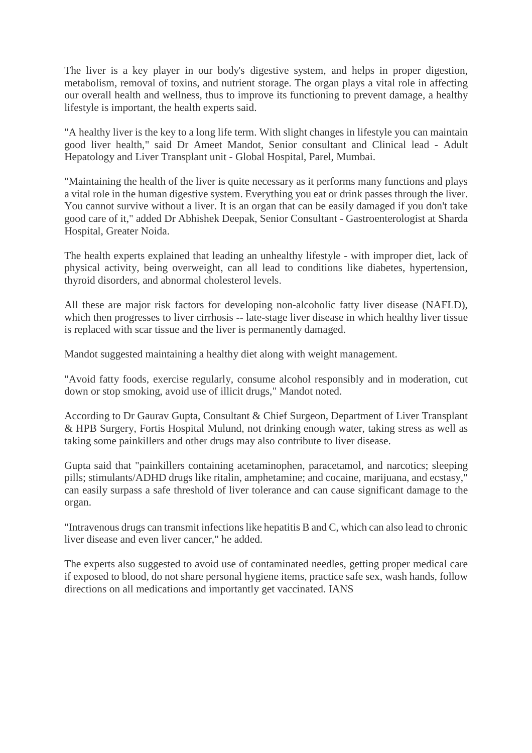The liver is a key player in our body's digestive system, and helps in proper digestion, metabolism, removal of toxins, and nutrient storage. The organ plays a vital role in affecting our overall health and wellness, thus to improve its functioning to prevent damage, a healthy lifestyle is important, the health experts said.

"A healthy liver is the key to a long life term. With slight changes in lifestyle you can maintain good liver health," said Dr Ameet Mandot, Senior consultant and Clinical lead - Adult Hepatology and Liver Transplant unit - Global Hospital, Parel, Mumbai.

"Maintaining the health of the liver is quite necessary as it performs many functions and plays a vital role in the human digestive system. Everything you eat or drink passes through the liver. You cannot survive without a liver. It is an organ that can be easily damaged if you don't take good care of it," added Dr Abhishek Deepak, Senior Consultant - Gastroenterologist at Sharda Hospital, Greater Noida.

The health experts explained that leading an unhealthy lifestyle - with improper diet, lack of physical activity, being overweight, can all lead to conditions like diabetes, hypertension, thyroid disorders, and abnormal cholesterol levels.

All these are major risk factors for developing non-alcoholic fatty liver disease (NAFLD), which then progresses to liver cirrhosis -- late-stage liver disease in which healthy liver tissue is replaced with scar tissue and the liver is permanently damaged.

Mandot suggested maintaining a healthy diet along with weight management.

"Avoid fatty foods, exercise regularly, consume alcohol responsibly and in moderation, cut down or stop smoking, avoid use of illicit drugs," Mandot noted.

According to Dr Gaurav Gupta, Consultant & Chief Surgeon, Department of Liver Transplant & HPB Surgery, Fortis Hospital Mulund, not drinking enough water, taking stress as well as taking some painkillers and other drugs may also contribute to liver disease.

Gupta said that "painkillers containing acetaminophen, paracetamol, and narcotics; sleeping pills; stimulants/ADHD drugs like ritalin, amphetamine; and cocaine, marijuana, and ecstasy," can easily surpass a safe threshold of liver tolerance and can cause significant damage to the organ.

"Intravenous drugs can transmit infections like hepatitis B and C, which can also lead to chronic liver disease and even liver cancer," he added.

The experts also suggested to avoid use of contaminated needles, getting proper medical care if exposed to blood, do not share personal hygiene items, practice safe sex, wash hands, follow directions on all medications and importantly get vaccinated. IANS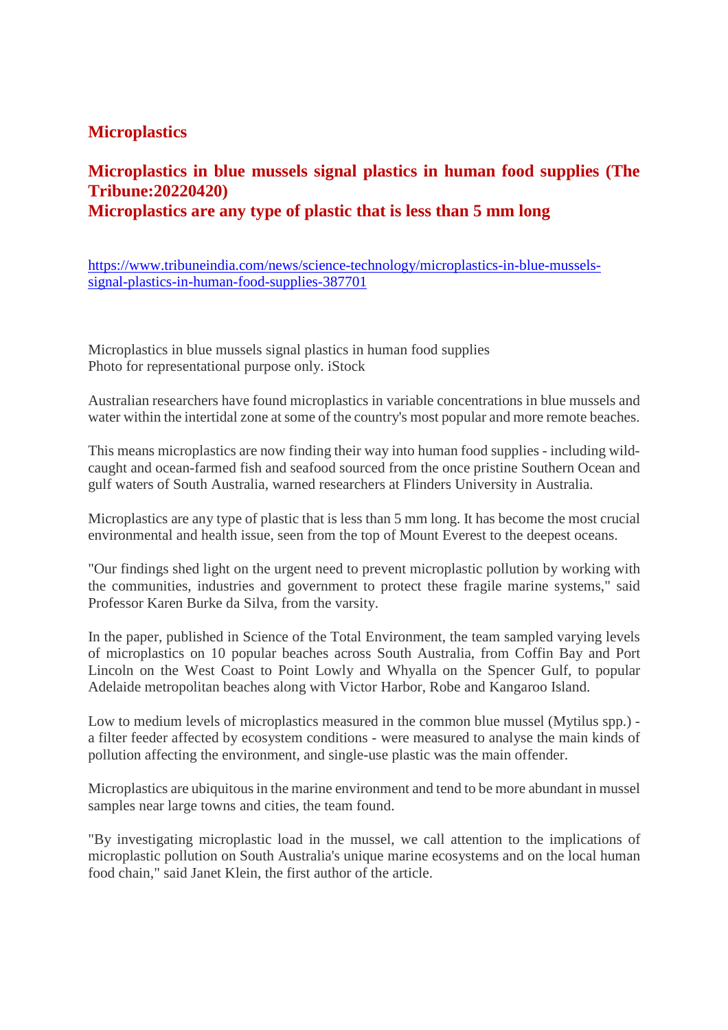## Microplastics

### Microplastics in blue mussels signal plastics in human food supplies (The Tribune:20220420)
### Microplastics are any type of plastic that is less than 5 mm long

https://www.tribuneindia.com/news/science-technology/microplastics-in-blue-mussels-signal-plastics-in-human-food-supplies-387701

Microplastics in blue mussels signal plastics in human food supplies
Photo for representational purpose only. iStock

Australian researchers have found microplastics in variable concentrations in blue mussels and water within the intertidal zone at some of the country's most popular and more remote beaches.

This means microplastics are now finding their way into human food supplies - including wild-caught and ocean-farmed fish and seafood sourced from the once pristine Southern Ocean and gulf waters of South Australia, warned researchers at Flinders University in Australia.

Microplastics are any type of plastic that is less than 5 mm long. It has become the most crucial environmental and health issue, seen from the top of Mount Everest to the deepest oceans.

"Our findings shed light on the urgent need to prevent microplastic pollution by working with the communities, industries and government to protect these fragile marine systems," said Professor Karen Burke da Silva, from the varsity.

In the paper, published in Science of the Total Environment, the team sampled varying levels of microplastics on 10 popular beaches across South Australia, from Coffin Bay and Port Lincoln on the West Coast to Point Lowly and Whyalla on the Spencer Gulf, to popular Adelaide metropolitan beaches along with Victor Harbor, Robe and Kangaroo Island.

Low to medium levels of microplastics measured in the common blue mussel (Mytilus spp.) - a filter feeder affected by ecosystem conditions - were measured to analyse the main kinds of pollution affecting the environment, and single-use plastic was the main offender.

Microplastics are ubiquitous in the marine environment and tend to be more abundant in mussel samples near large towns and cities, the team found.

"By investigating microplastic load in the mussel, we call attention to the implications of microplastic pollution on South Australia's unique marine ecosystems and on the local human food chain," said Janet Klein, the first author of the article.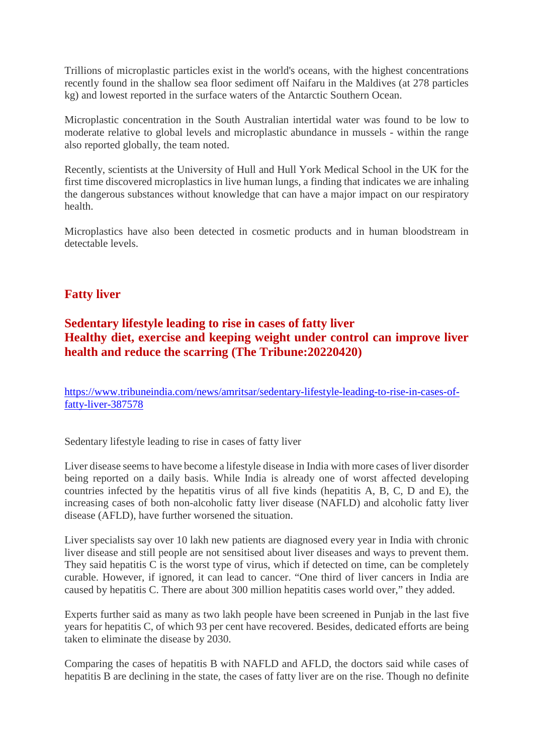Trillions of microplastic particles exist in the world's oceans, with the highest concentrations recently found in the shallow sea floor sediment off Naifaru in the Maldives (at 278 particles kg) and lowest reported in the surface waters of the Antarctic Southern Ocean.

Microplastic concentration in the South Australian intertidal water was found to be low to moderate relative to global levels and microplastic abundance in mussels - within the range also reported globally, the team noted.

Recently, scientists at the University of Hull and Hull York Medical School in the UK for the first time discovered microplastics in live human lungs, a finding that indicates we are inhaling the dangerous substances without knowledge that can have a major impact on our respiratory health.

Microplastics have also been detected in cosmetic products and in human bloodstream in detectable levels.

## Fatty liver

### Sedentary lifestyle leading to rise in cases of fatty liver
### Healthy diet, exercise and keeping weight under control can improve liver health and reduce the scarring (The Tribune:20220420)

https://www.tribuneindia.com/news/amritsar/sedentary-lifestyle-leading-to-rise-in-cases-of-fatty-liver-387578

Sedentary lifestyle leading to rise in cases of fatty liver

Liver disease seems to have become a lifestyle disease in India with more cases of liver disorder being reported on a daily basis. While India is already one of worst affected developing countries infected by the hepatitis virus of all five kinds (hepatitis A, B, C, D and E), the increasing cases of both non-alcoholic fatty liver disease (NAFLD) and alcoholic fatty liver disease (AFLD), have further worsened the situation.

Liver specialists say over 10 lakh new patients are diagnosed every year in India with chronic liver disease and still people are not sensitised about liver diseases and ways to prevent them. They said hepatitis C is the worst type of virus, which if detected on time, can be completely curable. However, if ignored, it can lead to cancer. "One third of liver cancers in India are caused by hepatitis C. There are about 300 million hepatitis cases world over," they added.

Experts further said as many as two lakh people have been screened in Punjab in the last five years for hepatitis C, of which 93 per cent have recovered. Besides, dedicated efforts are being taken to eliminate the disease by 2030.

Comparing the cases of hepatitis B with NAFLD and AFLD, the doctors said while cases of hepatitis B are declining in the state, the cases of fatty liver are on the rise. Though no definite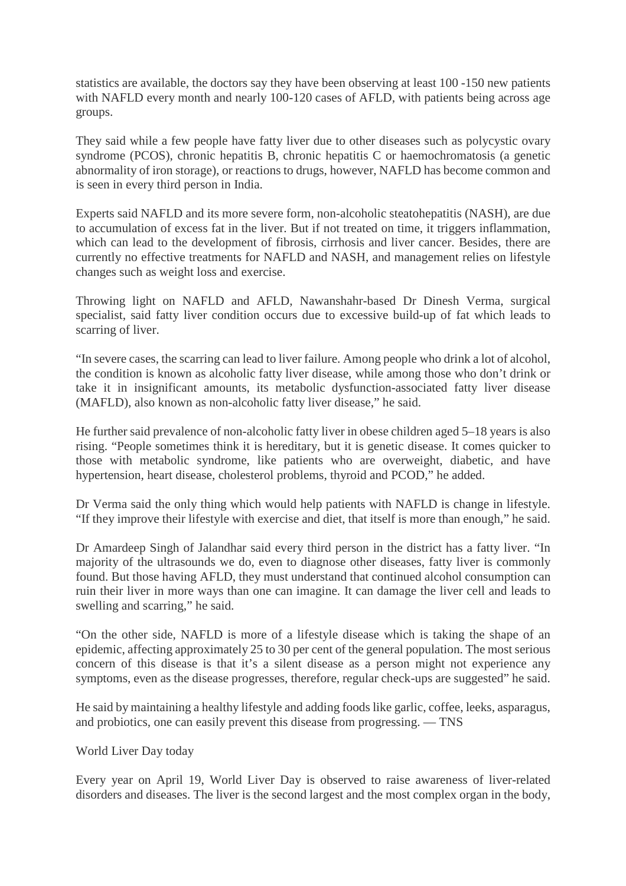statistics are available, the doctors say they have been observing at least 100 -150 new patients with NAFLD every month and nearly 100-120 cases of AFLD, with patients being across age groups.

They said while a few people have fatty liver due to other diseases such as polycystic ovary syndrome (PCOS), chronic hepatitis B, chronic hepatitis C or haemochromatosis (a genetic abnormality of iron storage), or reactions to drugs, however, NAFLD has become common and is seen in every third person in India.

Experts said NAFLD and its more severe form, non-alcoholic steatohepatitis (NASH), are due to accumulation of excess fat in the liver. But if not treated on time, it triggers inflammation, which can lead to the development of fibrosis, cirrhosis and liver cancer. Besides, there are currently no effective treatments for NAFLD and NASH, and management relies on lifestyle changes such as weight loss and exercise.

Throwing light on NAFLD and AFLD, Nawanshahr-based Dr Dinesh Verma, surgical specialist, said fatty liver condition occurs due to excessive build-up of fat which leads to scarring of liver.

"In severe cases, the scarring can lead to liver failure. Among people who drink a lot of alcohol, the condition is known as alcoholic fatty liver disease, while among those who don't drink or take it in insignificant amounts, its metabolic dysfunction-associated fatty liver disease (MAFLD), also known as non-alcoholic fatty liver disease," he said.

He further said prevalence of non-alcoholic fatty liver in obese children aged 5–18 years is also rising. "People sometimes think it is hereditary, but it is genetic disease. It comes quicker to those with metabolic syndrome, like patients who are overweight, diabetic, and have hypertension, heart disease, cholesterol problems, thyroid and PCOD," he added.

Dr Verma said the only thing which would help patients with NAFLD is change in lifestyle. "If they improve their lifestyle with exercise and diet, that itself is more than enough," he said.

Dr Amardeep Singh of Jalandhar said every third person in the district has a fatty liver. "In majority of the ultrasounds we do, even to diagnose other diseases, fatty liver is commonly found. But those having AFLD, they must understand that continued alcohol consumption can ruin their liver in more ways than one can imagine. It can damage the liver cell and leads to swelling and scarring," he said.

"On the other side, NAFLD is more of a lifestyle disease which is taking the shape of an epidemic, affecting approximately 25 to 30 per cent of the general population. The most serious concern of this disease is that it's a silent disease as a person might not experience any symptoms, even as the disease progresses, therefore, regular check-ups are suggested" he said.

He said by maintaining a healthy lifestyle and adding foods like garlic, coffee, leeks, asparagus, and probiotics, one can easily prevent this disease from progressing. — TNS

World Liver Day today

Every year on April 19, World Liver Day is observed to raise awareness of liver-related disorders and diseases. The liver is the second largest and the most complex organ in the body,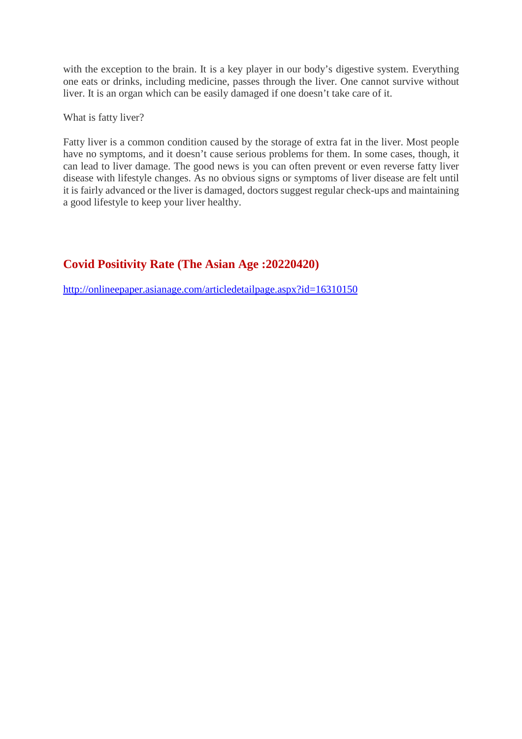with the exception to the brain. It is a key player in our body's digestive system. Everything one eats or drinks, including medicine, passes through the liver. One cannot survive without liver. It is an organ which can be easily damaged if one doesn't take care of it.

What is fatty liver?

Fatty liver is a common condition caused by the storage of extra fat in the liver. Most people have no symptoms, and it doesn't cause serious problems for them. In some cases, though, it can lead to liver damage. The good news is you can often prevent or even reverse fatty liver disease with lifestyle changes. As no obvious signs or symptoms of liver disease are felt until it is fairly advanced or the liver is damaged, doctors suggest regular check-ups and maintaining a good lifestyle to keep your liver healthy.

## Covid Positivity Rate (The Asian Age :20220420)

http://onlineepaper.asianage.com/articledetailpage.aspx?id=16310150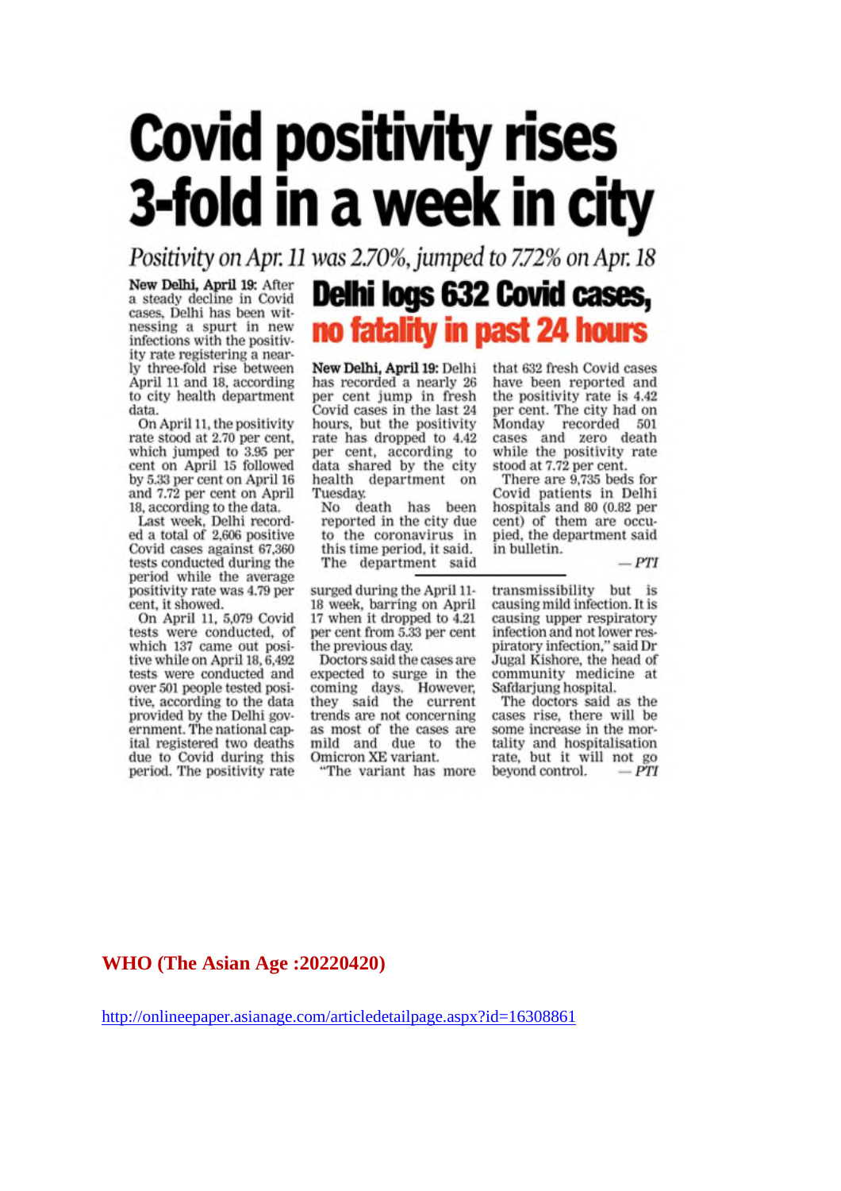# Covid positivity rises 3-fold in a week in city

*Positivity on Apr. 11 was 2.70%, jumped to 7.72% on Apr. 18*

**New Delhi, April 19:** After a steady decline in Covid cases, Delhi has been witnessing a spurt in new infections with the positivity rate registering a nearly three-fold rise between April 11 and 18, according to city health department data.

On April 11, the positivity rate stood at 2.70 per cent, which jumped to 3.95 per cent on April 15 followed by 5.33 per cent on April 16 and 7.72 per cent on April 18, according to the data.

Last week, Delhi recorded a total of 2,606 positive Covid cases against 67,360 tests conducted during the period while the average positivity rate was 4.79 per cent, it showed.

On April 11, 5,079 Covid tests were conducted, of which 137 came out positive while on April 18, 6,492 tests were conducted and over 501 people tested positive, according to the data provided by the Delhi government. The national capital registered two deaths due to Covid during this period. The positivity rate surged during the April 11-18 week, barring on April 17 when it dropped to 4.21 per cent from 5.33 per cent the previous day.

Doctors said the cases are expected to surge in the coming days. However, they said the current trends are not concerning as most of the cases are mild and due to the Omicron XE variant.

"The variant has more transmissibility but is causing mild infection. It is causing upper respiratory infection and not lower respiratory infection," said Dr Jugal Kishore, the head of community medicine at Safdarjung hospital.

The doctors said as the cases rise, there will be some increase in the mortality and hospitalisation rate, but it will not go beyond control. — *PTI*

## Delhi logs 632 Covid cases, no fatality in past 24 hours

**New Delhi, April 19:** Delhi has recorded a nearly 26 per cent jump in fresh Covid cases in the last 24 hours, but the positivity rate has dropped to 4.42 per cent, according to data shared by the city health department on Tuesday.

No death has been reported in the city due to the coronavirus in this time period, it said.

The department said that 632 fresh Covid cases have been reported and the positivity rate is 4.42 per cent. The city had on Monday recorded 501 cases and zero death while the positivity rate stood at 7.72 per cent.

There are 9,735 beds for Covid patients in Delhi hospitals and 80 (0.82 per cent) of them are occupied, the department said in bulletin. — *PTI*

**WHO (The Asian Age :20220420)**

http://onlineepaper.asianage.com/articledetailpage.aspx?id=16308861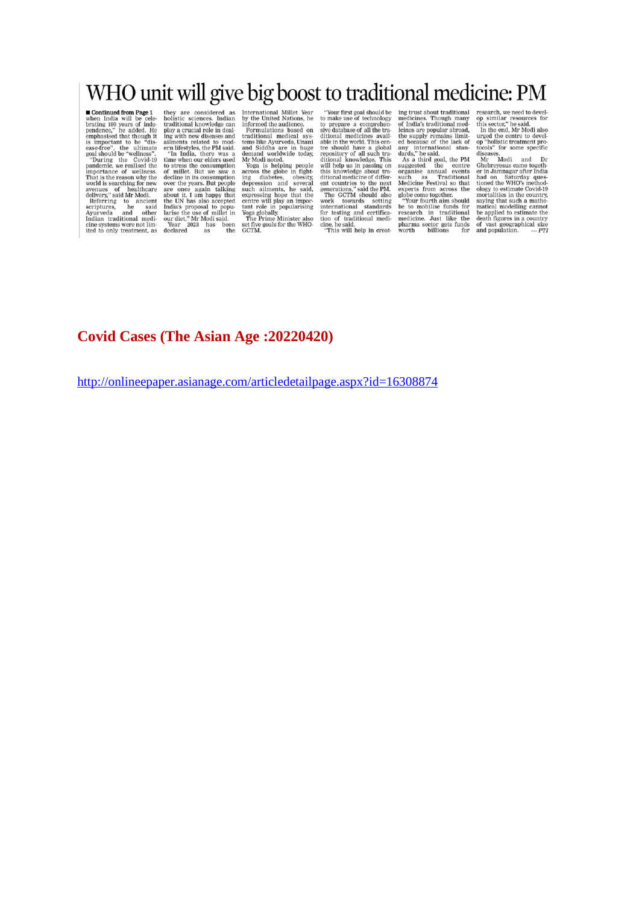# WHO unit will give big boost to traditional medicine: PM

■ **Continued from Page 1**

when India will be celebrating 100 years of independence," he added. He emphasised that though it is important to be "disease-free", the ultimate goal should be "wellness".

"During the Covid-19 pandemic, we realised the importance of wellness. That is the reason why the world is searching for new avenues of healthcare delivery," said Mr Modi.

Referring to ancient scriptures, he said Ayurveda and other Indian traditional medicine systems were not limited to only treatment, as they are considered as holistic sciences. Indian traditional knowledge can play a crucial role in dealing with new diseases and ailments related to modern lifestyles, the PM said.

"In India, there was a time when our elders used to stress the consumption of millet. But we saw a decline in its consumption over the years. But people are once again talking about it. I am happy that the UN has also accepted India's proposal to popularise the use of millet in our diet," Mr Modi said.

Year 2023 has been declared as the International Millet Year by the United Nations, he informed the audience.

Formulations based on traditional medical systems like Ayurveda, Unani and Siddha are in huge demand worldwide today, Mr Modi noted.

Yoga is helping people across the globe in fighting diabetes, obesity, depression and several such ailments, he said, expressing hope that the centre will play an important role in popularising Yoga globally.

The Prime Minister also set five goals for the WHO-GCTM.

"Your first goal should be to make use of technology to prepare a comprehensive database of all the traditional medicines available in the world. This centre should have a global repository of all such traditional knowledge. This will help us in passing on this knowledge about traditional medicine of different countries to the next generations," said the PM.

The GCTM should also work towards setting international standards for testing and certification of traditional medicine, he said.

"This will help in creating trust about traditional medicines. Though many of India's traditional medicines are popular abroad, the supply remains limited because of the lack of any international standards," he said.

As a third goal, the PM suggested the centre organise annual events such as Traditional Medicine Festival so that experts from across the globe come together.

"Your fourth aim should be to mobilise funds for research in traditional medicine. Just like the pharma sector gets funds worth billions for research, we need to develop similar resources for this sector," he said.

In the end, Mr Modi also urged the centre to develop "holistic treatment protocols" for some specific diseases.

Mr Modi and Dr Ghebreyesus came together in Jamnagar after India had on Saturday questioned the WHO's methodology to estimate Covid-19 mortalities in the country, saying that such a mathematical modelling cannot be applied to estimate the death figures in a country of vast geographical size and population. — *PTI*

## Covid Cases (The Asian Age :20220420)

http://onlineepaper.asianage.com/articledetailpage.aspx?id=16308874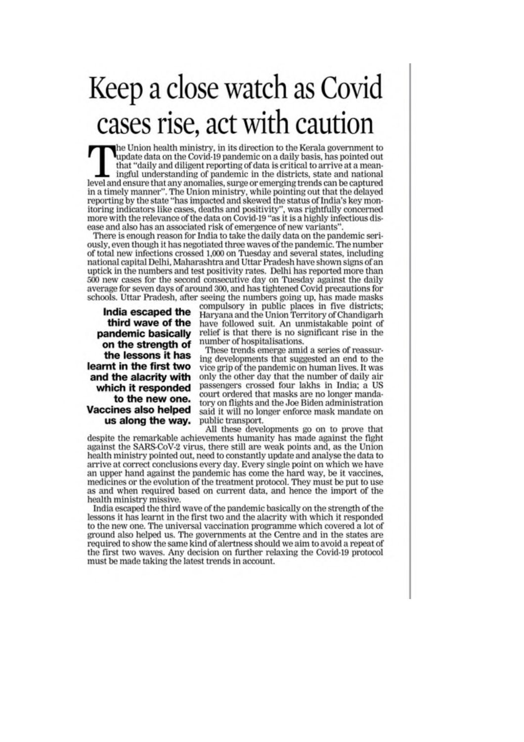# Keep a close watch as Covid cases rise, act with caution

The Union health ministry, in its direction to the Kerala government to update data on the Covid-19 pandemic on a daily basis, has pointed out that "daily and diligent reporting of data is critical to arrive at a meaningful understanding of pandemic in the districts, state and national level and ensure that any anomalies, surge or emerging trends can be captured in a timely manner". The Union ministry, while pointing out that the delayed reporting by the state "has impacted and skewed the status of India's key monitoring indicators like cases, deaths and positivity", was rightfully concerned more with the relevance of the data on Covid-19 "as it is a highly infectious disease and also has an associated risk of emergence of new variants".

There is enough reason for India to take the daily data on the pandemic seriously, even though it has negotiated three waves of the pandemic. The number of total new infections crossed 1,000 on Tuesday and several states, including national capital Delhi, Maharashtra and Uttar Pradesh have shown signs of an uptick in the numbers and test positivity rates. Delhi has reported more than 500 new cases for the second consecutive day on Tuesday against the daily average for seven days of around 300, and has tightened Covid precautions for schools. Uttar Pradesh, after seeing the numbers going up, has made masks compulsory in public places in five districts; Haryana and the Union Territory of Chandigarh have followed suit. An unmistakable point of relief is that there is no significant rise in the number of hospitalisations.

**India escaped the third wave of the pandemic basically on the strength of the lessons it has learnt in the first two and the alacrity with which it responded to the new one. Vaccines also helped us along the way.**

These trends emerge amid a series of reassuring developments that suggested an end to the vice grip of the pandemic on human lives. It was only the other day that the number of daily air passengers crossed four lakhs in India; a US court ordered that masks are no longer mandatory on flights and the Joe Biden administration said it will no longer enforce mask mandate on public transport.

All these developments go on to prove that despite the remarkable achievements humanity has made against the fight against the SARS-CoV-2 virus, there still are weak points and, as the Union health ministry pointed out, need to constantly update and analyse the data to arrive at correct conclusions every day. Every single point on which we have an upper hand against the pandemic has come the hard way, be it vaccines, medicines or the evolution of the treatment protocol. They must be put to use as and when required based on current data, and hence the import of the health ministry missive.

India escaped the third wave of the pandemic basically on the strength of the lessons it has learnt in the first two and the alacrity with which it responded to the new one. The universal vaccination programme which covered a lot of ground also helped us. The governments at the Centre and in the states are required to show the same kind of alertness should we aim to avoid a repeat of the first two waves. Any decision on further relaxing the Covid-19 protocol must be made taking the latest trends in account.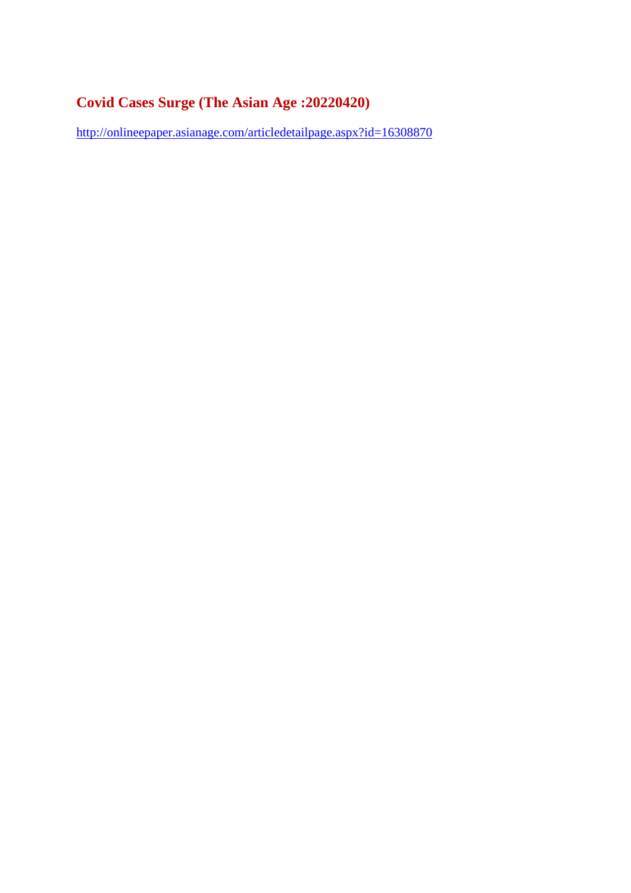## Covid Cases Surge (The Asian Age :20220420)

http://onlineepaper.asianage.com/articledetailpage.aspx?id=16308870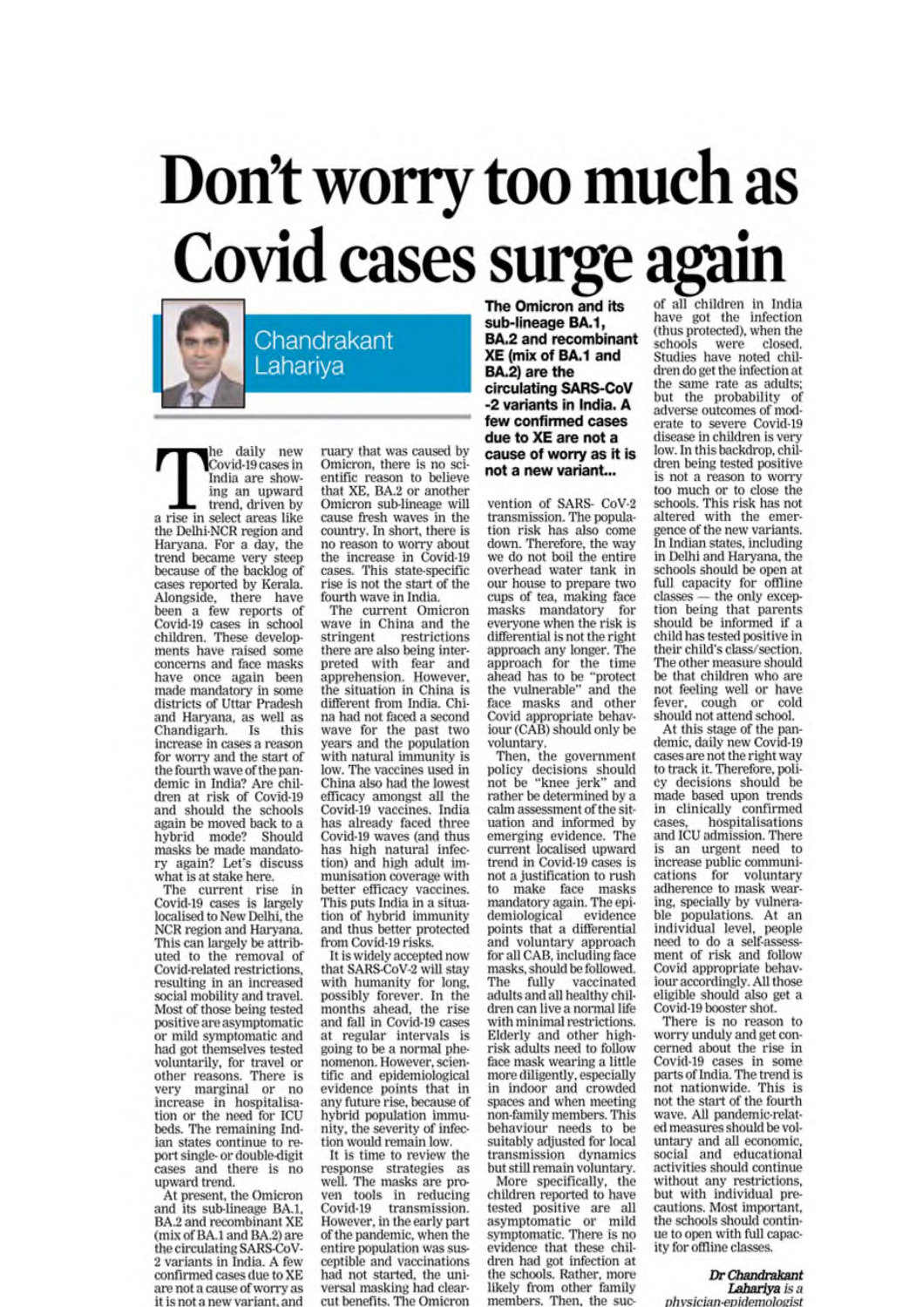# Don't worry too much as Covid cases surge again

**Chandrakant Lahariya**

The daily new Covid-19 cases in India are showing an upward trend, driven by a rise in select areas like the Delhi-NCR region and Haryana. For a day, the trend became very steep because of the backlog of cases reported by Kerala. Alongside, there have been a few reports of Covid-19 cases in school children. These developments have raised some concerns and face masks have once again been made mandatory in some districts of Uttar Pradesh and Haryana, as well as Chandigarh. Is this increase in cases a reason for worry and the start of the fourth wave of the pandemic in India? Are children at risk of Covid-19 and should the schools again be moved back to a hybrid mode? Should masks be made mandatory again? Let's discuss what is at stake here.

The current rise in Covid-19 cases is largely localised to New Delhi, the NCR region and Haryana. This can largely be attributed to the removal of Covid-related restrictions, resulting in an increased social mobility and travel. Most of those being tested positive are asymptomatic or mild symptomatic and had got themselves tested voluntarily, for travel or other reasons. There is very marginal or no increase in hospitalisation or the need for ICU beds. The remaining Indian states continue to report single- or double-digit cases and there is no upward trend.

At present, the Omicron and its sub-lineage BA.1, BA.2 and recombinant XE (mix of BA.1 and BA.2) are the circulating SARS-CoV-2 variants in India. A few confirmed cases due to XE are not a cause of worry as it is not a new variant, and ruary that was caused by Omicron, there is no scientific reason to believe that XE, BA.2 or another Omicron sub-lineage will cause fresh waves in the country. In short, there is no reason to worry about the increase in Covid-19 cases. This state-specific rise is not the start of the fourth wave in India.

> **The Omicron and its sub-lineage BA.1, BA.2 and recombinant XE (mix of BA.1 and BA.2) are the circulating SARS-CoV-2 variants in India. A few confirmed cases due to XE are not a cause of worry as it is not a new variant...**

The current Omicron wave in China and the stringent restrictions there are also being interpreted with fear and apprehension. However, the situation in China is different from India. China had not faced a second wave for the past two years and the population with natural immunity is low. The vaccines used in China also had the lowest efficacy amongst all the Covid-19 vaccines. India has already faced three Covid-19 waves (and thus has high natural infection) and high adult immunisation coverage with better efficacy vaccines. This puts India in a situation of hybrid immunity and thus better protected from Covid-19 risks.

It is widely accepted now that SARS-CoV-2 will stay with humanity for long, possibly forever. In the months ahead, the rise and fall in Covid-19 cases at regular intervals is going to be a normal phenomenon. However, scientific and epidemiological evidence points that in any future rise, because of hybrid population immunity, the severity of infection would remain low.

It is time to review the response strategies as well. The masks are proven tools in reducing Covid-19 transmission. However, in the early part of the pandemic, when the entire population was susceptible and vaccinations had not started, the universal masking had clear-cut benefits. The Omicron vention of SARS- CoV-2 transmission. The population risk has also come down. Therefore, the way we do not boil the entire overhead water tank in our house to prepare two cups of tea, making face masks mandatory for everyone when the risk is differential is not the right approach any longer. The approach for the time ahead has to be "protect the vulnerable" and the face masks and other Covid appropriate behaviour (CAB) should only be voluntary.

Then, the government policy decisions should not be "knee jerk" and rather be determined by a calm assessment of the situation and informed by emerging evidence. The current localised upward trend in Covid-19 cases is not a justification to rush to make face masks mandatory again. The epidemiological evidence points that a differential and voluntary approach for all CAB, including face masks, should be followed. The fully vaccinated adults and all healthy children can live a normal life with minimal restrictions. Elderly and other high-risk adults need to follow face mask wearing a little more diligently, especially in indoor and crowded spaces and when meeting non-family members. This behaviour needs to be suitably adjusted for local transmission dynamics but still remain voluntary.

More specifically, the children reported to have tested positive are all asymptomatic or mild symptomatic. There is no evidence that these children had got infection at the schools. Rather, more likely from other family members. Then, the suc- of all children in India have got the infection (thus protected), when the schools were closed. Studies have noted children do get the infection at the same rate as adults; but the probability of adverse outcomes of moderate to severe Covid-19 disease in children is very low. In this backdrop, children being tested positive is not a reason to worry too much or to close the schools. This risk has not altered with the emergence of the new variants. In Indian states, including in Delhi and Haryana, the schools should be open at full capacity for offline classes — the only exception being that parents should be informed if a child has tested positive in their child's class/section. The other measure should be that children who are not feeling well or have fever, cough or cold should not attend school.

At this stage of the pandemic, daily new Covid-19 cases are not the right way to track it. Therefore, policy decisions should be made based upon trends in clinically confirmed cases, hospitalisations and ICU admission. There is an urgent need to increase public communications for voluntary adherence to mask wearing, specially by vulnerable populations. At an individual level, people need to do a self-assessment of risk and follow Covid appropriate behaviour accordingly. All those eligible should also get a Covid-19 booster shot.

There is no reason to worry unduly and get concerned about the rise in Covid-19 cases in some parts of India. The trend is not nationwide. This is not the start of the fourth wave. All pandemic-related measures should be voluntary and all economic, social and educational activities should continue without any restrictions, but with individual precautions. Most important, the schools should continue to open with full capacity for offline classes.

***Dr Chandrakant Lahariya** is a physician-epidemiologist*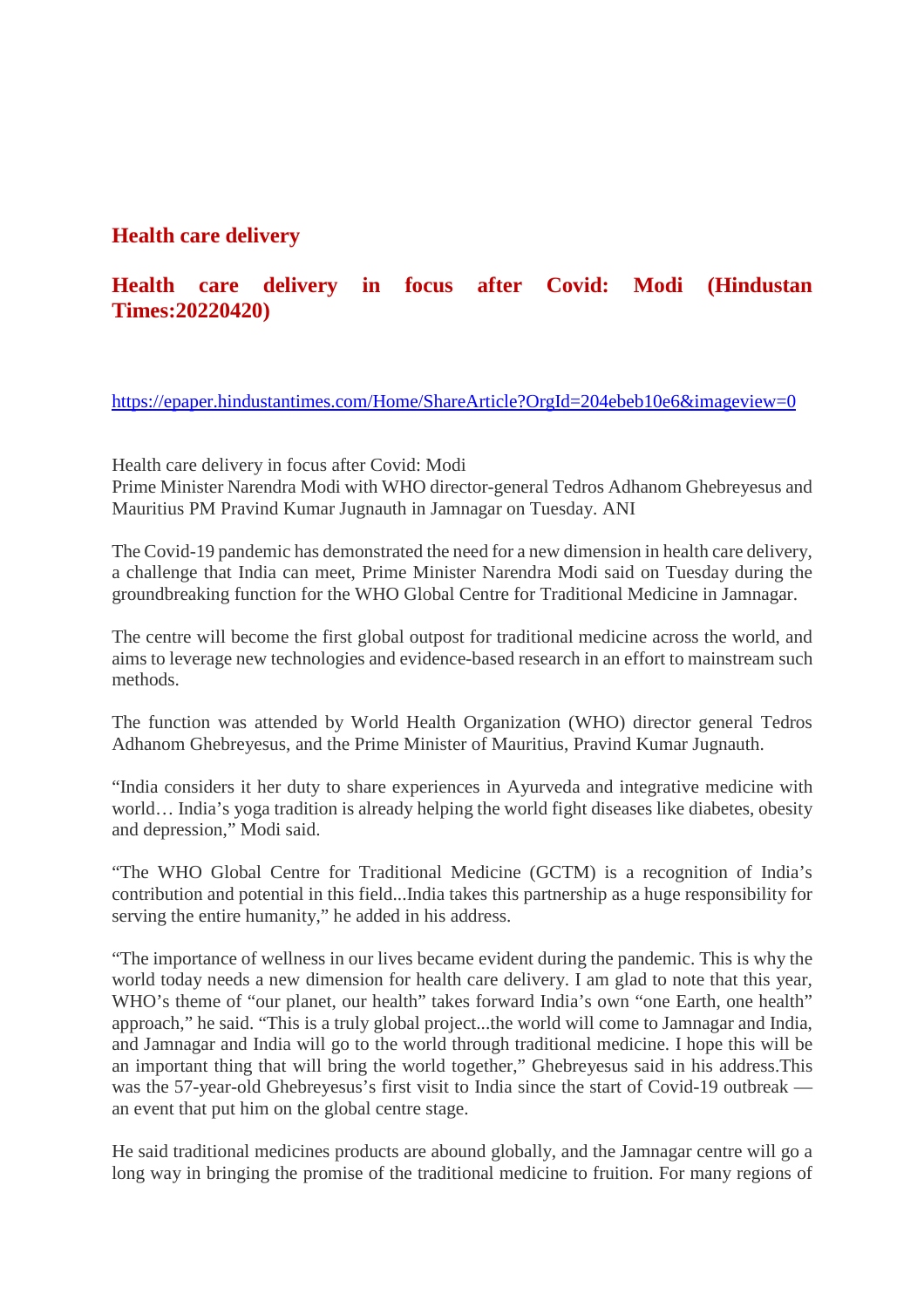## Health care delivery

## Health care delivery in focus after Covid: Modi (Hindustan Times:20220420)

https://epaper.hindustantimes.com/Home/ShareArticle?OrgId=204ebeb10e6&imageview=0

Health care delivery in focus after Covid: Modi
Prime Minister Narendra Modi with WHO director-general Tedros Adhanom Ghebreyesus and Mauritius PM Pravind Kumar Jugnauth in Jamnagar on Tuesday. ANI

The Covid-19 pandemic has demonstrated the need for a new dimension in health care delivery, a challenge that India can meet, Prime Minister Narendra Modi said on Tuesday during the groundbreaking function for the WHO Global Centre for Traditional Medicine in Jamnagar.

The centre will become the first global outpost for traditional medicine across the world, and aims to leverage new technologies and evidence-based research in an effort to mainstream such methods.

The function was attended by World Health Organization (WHO) director general Tedros Adhanom Ghebreyesus, and the Prime Minister of Mauritius, Pravind Kumar Jugnauth.

"India considers it her duty to share experiences in Ayurveda and integrative medicine with world… India's yoga tradition is already helping the world fight diseases like diabetes, obesity and depression," Modi said.

"The WHO Global Centre for Traditional Medicine (GCTM) is a recognition of India's contribution and potential in this field...India takes this partnership as a huge responsibility for serving the entire humanity," he added in his address.

"The importance of wellness in our lives became evident during the pandemic. This is why the world today needs a new dimension for health care delivery. I am glad to note that this year, WHO's theme of "our planet, our health" takes forward India's own "one Earth, one health" approach," he said. "This is a truly global project...the world will come to Jamnagar and India, and Jamnagar and India will go to the world through traditional medicine. I hope this will be an important thing that will bring the world together," Ghebreyesus said in his address.This was the 57-year-old Ghebreyesus's first visit to India since the start of Covid-19 outbreak — an event that put him on the global centre stage.

He said traditional medicines products are abound globally, and the Jamnagar centre will go a long way in bringing the promise of the traditional medicine to fruition. For many regions of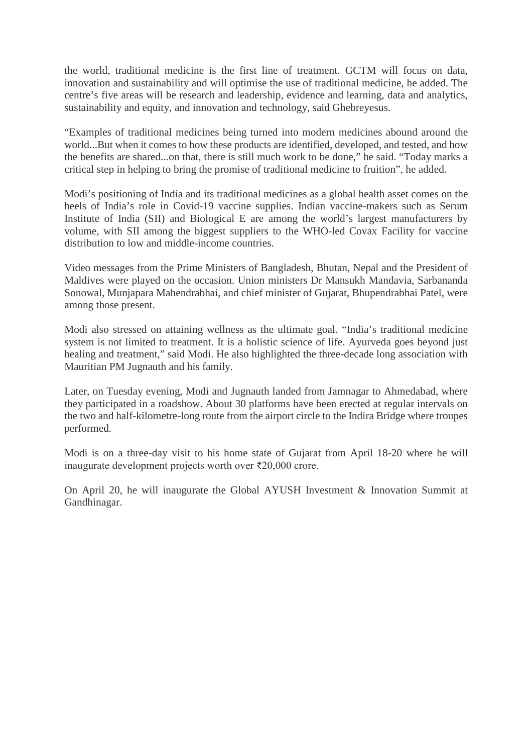the world, traditional medicine is the first line of treatment. GCTM will focus on data, innovation and sustainability and will optimise the use of traditional medicine, he added. The centre's five areas will be research and leadership, evidence and learning, data and analytics, sustainability and equity, and innovation and technology, said Ghebreyesus.

"Examples of traditional medicines being turned into modern medicines abound around the world...But when it comes to how these products are identified, developed, and tested, and how the benefits are shared...on that, there is still much work to be done," he said. "Today marks a critical step in helping to bring the promise of traditional medicine to fruition", he added.

Modi's positioning of India and its traditional medicines as a global health asset comes on the heels of India's role in Covid-19 vaccine supplies. Indian vaccine-makers such as Serum Institute of India (SII) and Biological E are among the world's largest manufacturers by volume, with SII among the biggest suppliers to the WHO-led Covax Facility for vaccine distribution to low and middle-income countries.

Video messages from the Prime Ministers of Bangladesh, Bhutan, Nepal and the President of Maldives were played on the occasion. Union ministers Dr Mansukh Mandavia, Sarbananda Sonowal, Munjapara Mahendrabhai, and chief minister of Gujarat, Bhupendrabhai Patel, were among those present.

Modi also stressed on attaining wellness as the ultimate goal. "India's traditional medicine system is not limited to treatment. It is a holistic science of life. Ayurveda goes beyond just healing and treatment," said Modi. He also highlighted the three-decade long association with Mauritian PM Jugnauth and his family.

Later, on Tuesday evening, Modi and Jugnauth landed from Jamnagar to Ahmedabad, where they participated in a roadshow. About 30 platforms have been erected at regular intervals on the two and half-kilometre-long route from the airport circle to the Indira Bridge where troupes performed.

Modi is on a three-day visit to his home state of Gujarat from April 18-20 where he will inaugurate development projects worth over ₹20,000 crore.

On April 20, he will inaugurate the Global AYUSH Investment & Innovation Summit at Gandhinagar.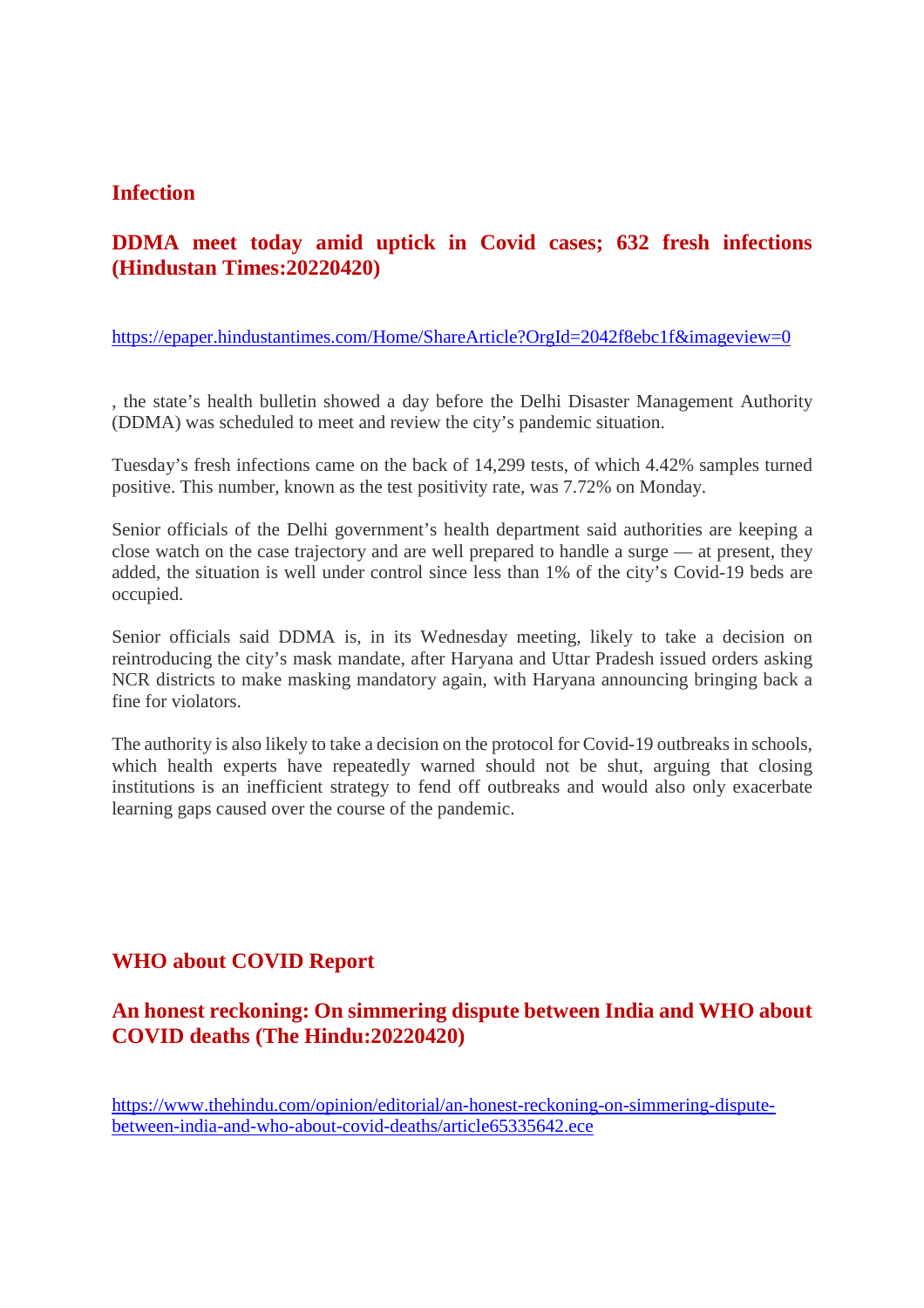## Infection

### DDMA meet today amid uptick in Covid cases; 632 fresh infections (Hindustan Times:20220420)

https://epaper.hindustantimes.com/Home/ShareArticle?OrgId=2042f8ebc1f&imageview=0

, the state's health bulletin showed a day before the Delhi Disaster Management Authority (DDMA) was scheduled to meet and review the city's pandemic situation.

Tuesday's fresh infections came on the back of 14,299 tests, of which 4.42% samples turned positive. This number, known as the test positivity rate, was 7.72% on Monday.

Senior officials of the Delhi government's health department said authorities are keeping a close watch on the case trajectory and are well prepared to handle a surge — at present, they added, the situation is well under control since less than 1% of the city's Covid-19 beds are occupied.

Senior officials said DDMA is, in its Wednesday meeting, likely to take a decision on reintroducing the city's mask mandate, after Haryana and Uttar Pradesh issued orders asking NCR districts to make masking mandatory again, with Haryana announcing bringing back a fine for violators.

The authority is also likely to take a decision on the protocol for Covid-19 outbreaks in schools, which health experts have repeatedly warned should not be shut, arguing that closing institutions is an inefficient strategy to fend off outbreaks and would also only exacerbate learning gaps caused over the course of the pandemic.

## WHO about COVID Report

### An honest reckoning: On simmering dispute between India and WHO about COVID deaths (The Hindu:20220420)

https://www.thehindu.com/opinion/editorial/an-honest-reckoning-on-simmering-dispute-between-india-and-who-about-covid-deaths/article65335642.ece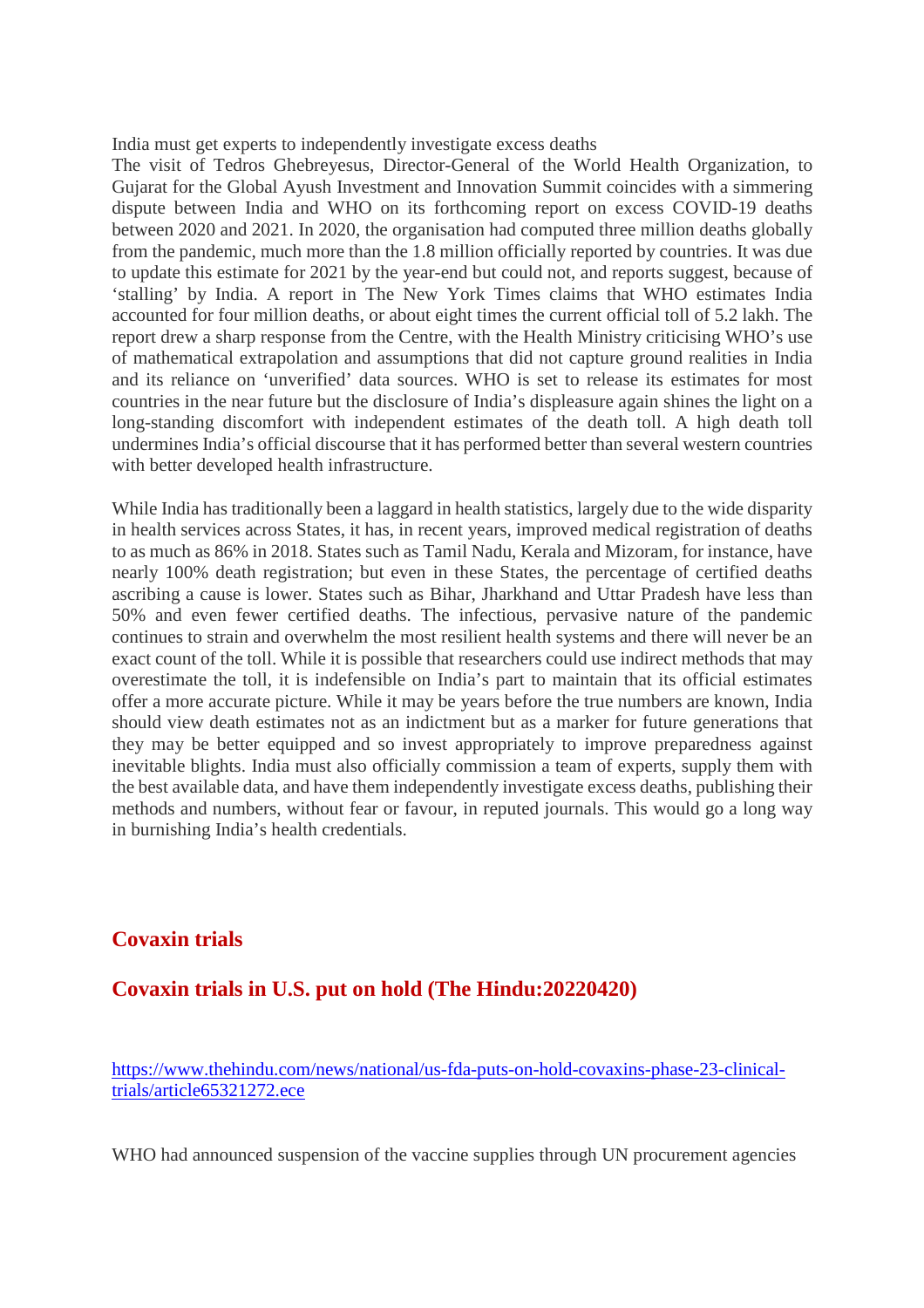India must get experts to independently investigate excess deaths

The visit of Tedros Ghebreyesus, Director-General of the World Health Organization, to Gujarat for the Global Ayush Investment and Innovation Summit coincides with a simmering dispute between India and WHO on its forthcoming report on excess COVID-19 deaths between 2020 and 2021. In 2020, the organisation had computed three million deaths globally from the pandemic, much more than the 1.8 million officially reported by countries. It was due to update this estimate for 2021 by the year-end but could not, and reports suggest, because of 'stalling' by India. A report in The New York Times claims that WHO estimates India accounted for four million deaths, or about eight times the current official toll of 5.2 lakh. The report drew a sharp response from the Centre, with the Health Ministry criticising WHO's use of mathematical extrapolation and assumptions that did not capture ground realities in India and its reliance on 'unverified' data sources. WHO is set to release its estimates for most countries in the near future but the disclosure of India's displeasure again shines the light on a long-standing discomfort with independent estimates of the death toll. A high death toll undermines India's official discourse that it has performed better than several western countries with better developed health infrastructure.

While India has traditionally been a laggard in health statistics, largely due to the wide disparity in health services across States, it has, in recent years, improved medical registration of deaths to as much as 86% in 2018. States such as Tamil Nadu, Kerala and Mizoram, for instance, have nearly 100% death registration; but even in these States, the percentage of certified deaths ascribing a cause is lower. States such as Bihar, Jharkhand and Uttar Pradesh have less than 50% and even fewer certified deaths. The infectious, pervasive nature of the pandemic continues to strain and overwhelm the most resilient health systems and there will never be an exact count of the toll. While it is possible that researchers could use indirect methods that may overestimate the toll, it is indefensible on India's part to maintain that its official estimates offer a more accurate picture. While it may be years before the true numbers are known, India should view death estimates not as an indictment but as a marker for future generations that they may be better equipped and so invest appropriately to improve preparedness against inevitable blights. India must also officially commission a team of experts, supply them with the best available data, and have them independently investigate excess deaths, publishing their methods and numbers, without fear or favour, in reputed journals. This would go a long way in burnishing India's health credentials.

## Covaxin trials

## Covaxin trials in U.S. put on hold (The Hindu:20220420)

https://www.thehindu.com/news/national/us-fda-puts-on-hold-covaxins-phase-23-clinical-trials/article65321272.ece

WHO had announced suspension of the vaccine supplies through UN procurement agencies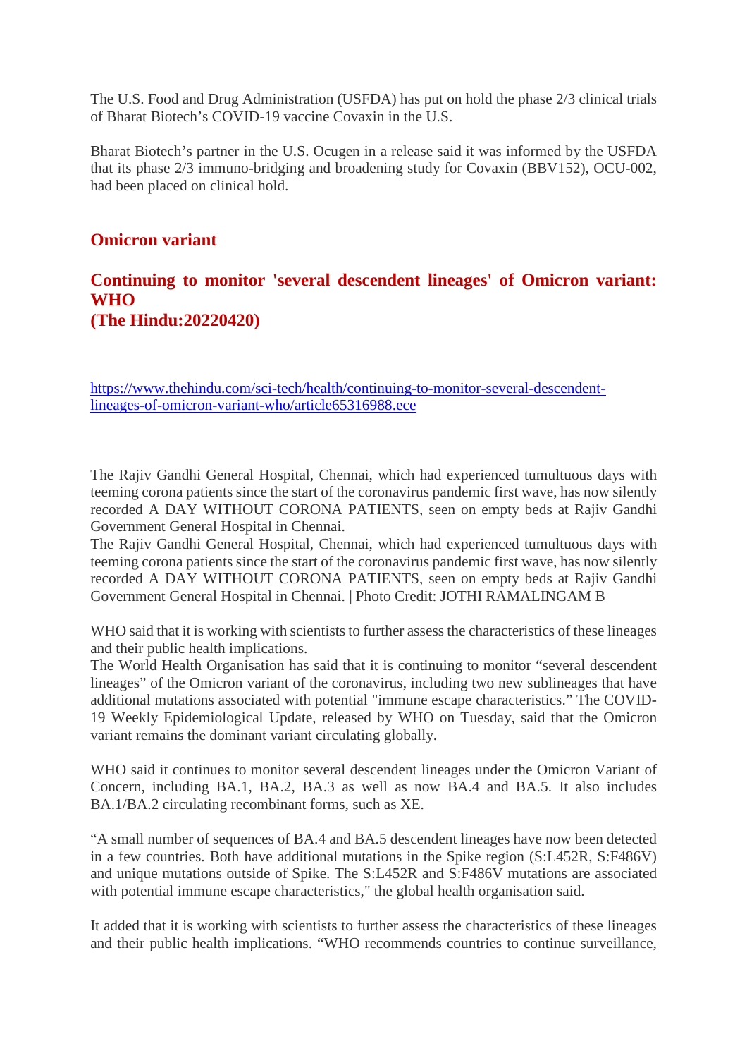The U.S. Food and Drug Administration (USFDA) has put on hold the phase 2/3 clinical trials of Bharat Biotech's COVID-19 vaccine Covaxin in the U.S.

Bharat Biotech's partner in the U.S. Ocugen in a release said it was informed by the USFDA that its phase 2/3 immuno-bridging and broadening study for Covaxin (BBV152), OCU-002, had been placed on clinical hold.

## Omicron variant

## Continuing to monitor 'several descendent lineages' of Omicron variant: WHO
## (The Hindu:20220420)

https://www.thehindu.com/sci-tech/health/continuing-to-monitor-several-descendent-lineages-of-omicron-variant-who/article65316988.ece

The Rajiv Gandhi General Hospital, Chennai, which had experienced tumultuous days with teeming corona patients since the start of the coronavirus pandemic first wave, has now silently recorded A DAY WITHOUT CORONA PATIENTS, seen on empty beds at Rajiv Gandhi Government General Hospital in Chennai.
The Rajiv Gandhi General Hospital, Chennai, which had experienced tumultuous days with teeming corona patients since the start of the coronavirus pandemic first wave, has now silently recorded A DAY WITHOUT CORONA PATIENTS, seen on empty beds at Rajiv Gandhi Government General Hospital in Chennai. | Photo Credit: JOTHI RAMALINGAM B

WHO said that it is working with scientists to further assess the characteristics of these lineages and their public health implications.
The World Health Organisation has said that it is continuing to monitor "several descendent lineages" of the Omicron variant of the coronavirus, including two new sublineages that have additional mutations associated with potential "immune escape characteristics." The COVID-19 Weekly Epidemiological Update, released by WHO on Tuesday, said that the Omicron variant remains the dominant variant circulating globally.

WHO said it continues to monitor several descendent lineages under the Omicron Variant of Concern, including BA.1, BA.2, BA.3 as well as now BA.4 and BA.5. It also includes BA.1/BA.2 circulating recombinant forms, such as XE.

"A small number of sequences of BA.4 and BA.5 descendent lineages have now been detected in a few countries. Both have additional mutations in the Spike region (S:L452R, S:F486V) and unique mutations outside of Spike. The S:L452R and S:F486V mutations are associated with potential immune escape characteristics," the global health organisation said.

It added that it is working with scientists to further assess the characteristics of these lineages and their public health implications. "WHO recommends countries to continue surveillance,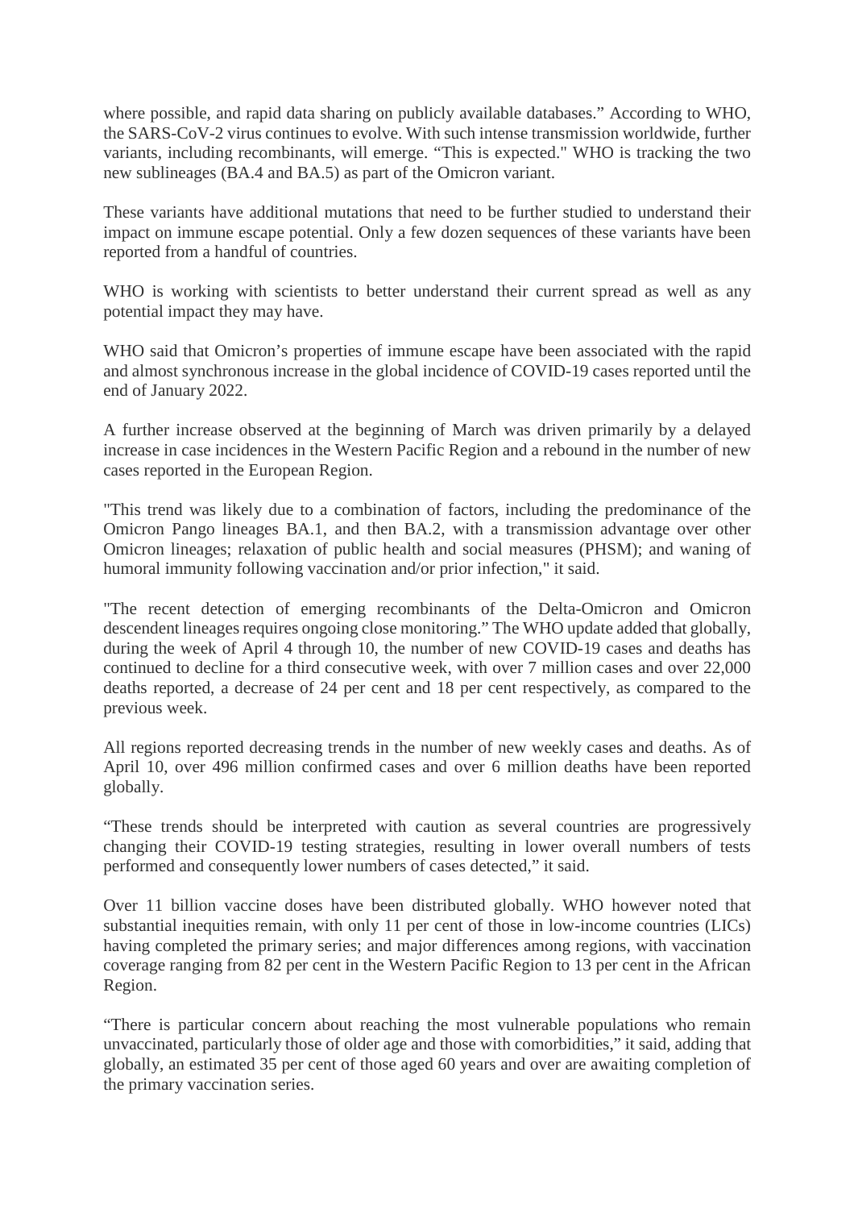where possible, and rapid data sharing on publicly available databases." According to WHO, the SARS-CoV-2 virus continues to evolve. With such intense transmission worldwide, further variants, including recombinants, will emerge. "This is expected." WHO is tracking the two new sublineages (BA.4 and BA.5) as part of the Omicron variant.

These variants have additional mutations that need to be further studied to understand their impact on immune escape potential. Only a few dozen sequences of these variants have been reported from a handful of countries.

WHO is working with scientists to better understand their current spread as well as any potential impact they may have.

WHO said that Omicron's properties of immune escape have been associated with the rapid and almost synchronous increase in the global incidence of COVID-19 cases reported until the end of January 2022.

A further increase observed at the beginning of March was driven primarily by a delayed increase in case incidences in the Western Pacific Region and a rebound in the number of new cases reported in the European Region.

"This trend was likely due to a combination of factors, including the predominance of the Omicron Pango lineages BA.1, and then BA.2, with a transmission advantage over other Omicron lineages; relaxation of public health and social measures (PHSM); and waning of humoral immunity following vaccination and/or prior infection," it said.

"The recent detection of emerging recombinants of the Delta-Omicron and Omicron descendent lineages requires ongoing close monitoring." The WHO update added that globally, during the week of April 4 through 10, the number of new COVID-19 cases and deaths has continued to decline for a third consecutive week, with over 7 million cases and over 22,000 deaths reported, a decrease of 24 per cent and 18 per cent respectively, as compared to the previous week.

All regions reported decreasing trends in the number of new weekly cases and deaths. As of April 10, over 496 million confirmed cases and over 6 million deaths have been reported globally.

"These trends should be interpreted with caution as several countries are progressively changing their COVID-19 testing strategies, resulting in lower overall numbers of tests performed and consequently lower numbers of cases detected," it said.

Over 11 billion vaccine doses have been distributed globally. WHO however noted that substantial inequities remain, with only 11 per cent of those in low-income countries (LICs) having completed the primary series; and major differences among regions, with vaccination coverage ranging from 82 per cent in the Western Pacific Region to 13 per cent in the African Region.

"There is particular concern about reaching the most vulnerable populations who remain unvaccinated, particularly those of older age and those with comorbidities," it said, adding that globally, an estimated 35 per cent of those aged 60 years and over are awaiting completion of the primary vaccination series.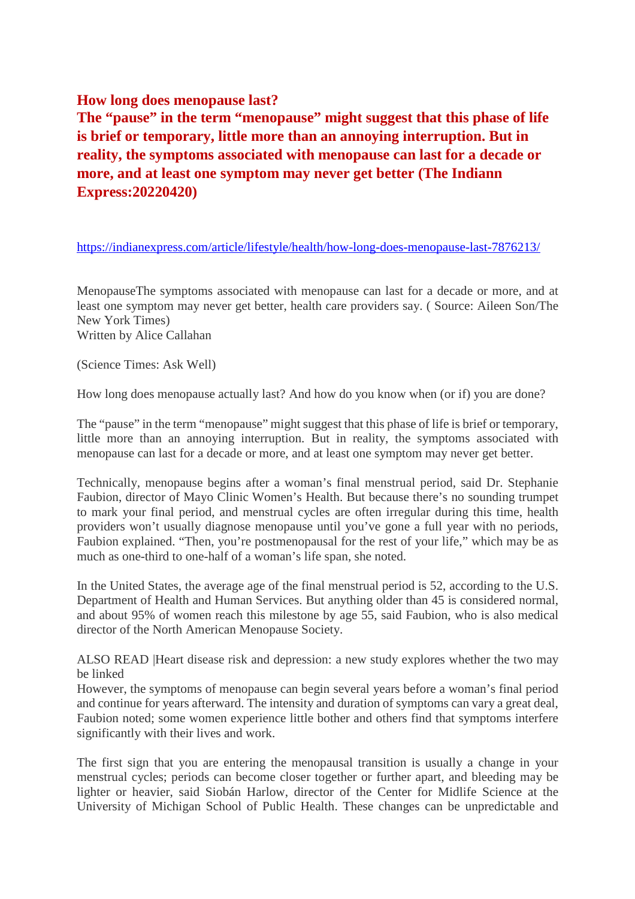## How long does menopause last?

## The "pause" in the term "menopause" might suggest that this phase of life is brief or temporary, little more than an annoying interruption. But in reality, the symptoms associated with menopause can last for a decade or more, and at least one symptom may never get better (The Indiann Express:20220420)

https://indianexpress.com/article/lifestyle/health/how-long-does-menopause-last-7876213/

MenopauseThe symptoms associated with menopause can last for a decade or more, and at least one symptom may never get better, health care providers say. ( Source: Aileen Son/The New York Times)
Written by Alice Callahan

(Science Times: Ask Well)

How long does menopause actually last? And how do you know when (or if) you are done?

The "pause" in the term "menopause" might suggest that this phase of life is brief or temporary, little more than an annoying interruption. But in reality, the symptoms associated with menopause can last for a decade or more, and at least one symptom may never get better.

Technically, menopause begins after a woman's final menstrual period, said Dr. Stephanie Faubion, director of Mayo Clinic Women's Health. But because there's no sounding trumpet to mark your final period, and menstrual cycles are often irregular during this time, health providers won't usually diagnose menopause until you've gone a full year with no periods, Faubion explained. "Then, you're postmenopausal for the rest of your life," which may be as much as one-third to one-half of a woman's life span, she noted.

In the United States, the average age of the final menstrual period is 52, according to the U.S. Department of Health and Human Services. But anything older than 45 is considered normal, and about 95% of women reach this milestone by age 55, said Faubion, who is also medical director of the North American Menopause Society.

ALSO READ |Heart disease risk and depression: a new study explores whether the two may be linked

However, the symptoms of menopause can begin several years before a woman's final period and continue for years afterward. The intensity and duration of symptoms can vary a great deal, Faubion noted; some women experience little bother and others find that symptoms interfere significantly with their lives and work.

The first sign that you are entering the menopausal transition is usually a change in your menstrual cycles; periods can become closer together or further apart, and bleeding may be lighter or heavier, said Siobán Harlow, director of the Center for Midlife Science at the University of Michigan School of Public Health. These changes can be unpredictable and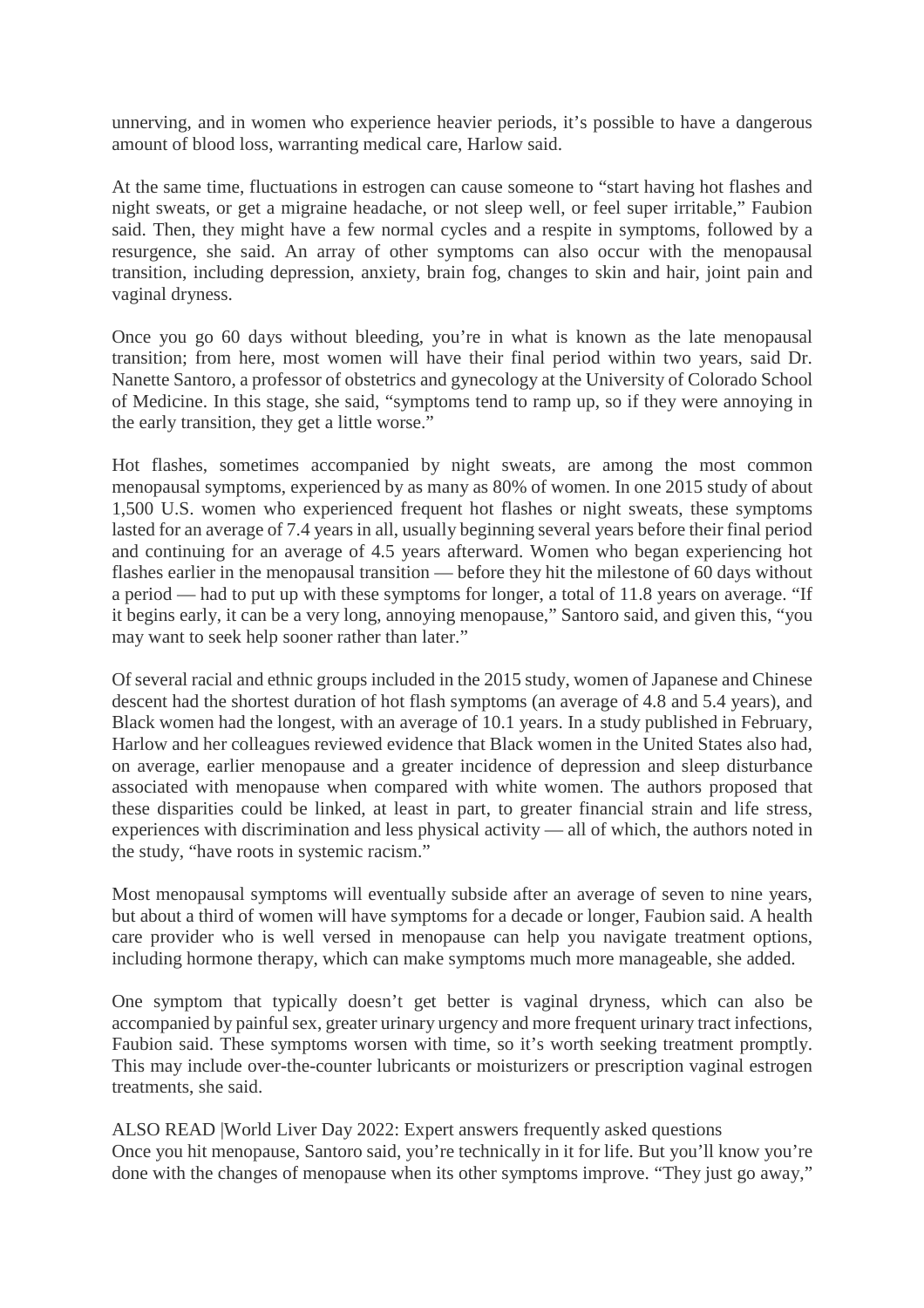unnerving, and in women who experience heavier periods, it's possible to have a dangerous amount of blood loss, warranting medical care, Harlow said.

At the same time, fluctuations in estrogen can cause someone to "start having hot flashes and night sweats, or get a migraine headache, or not sleep well, or feel super irritable," Faubion said. Then, they might have a few normal cycles and a respite in symptoms, followed by a resurgence, she said. An array of other symptoms can also occur with the menopausal transition, including depression, anxiety, brain fog, changes to skin and hair, joint pain and vaginal dryness.

Once you go 60 days without bleeding, you're in what is known as the late menopausal transition; from here, most women will have their final period within two years, said Dr. Nanette Santoro, a professor of obstetrics and gynecology at the University of Colorado School of Medicine. In this stage, she said, "symptoms tend to ramp up, so if they were annoying in the early transition, they get a little worse."

Hot flashes, sometimes accompanied by night sweats, are among the most common menopausal symptoms, experienced by as many as 80% of women. In one 2015 study of about 1,500 U.S. women who experienced frequent hot flashes or night sweats, these symptoms lasted for an average of 7.4 years in all, usually beginning several years before their final period and continuing for an average of 4.5 years afterward. Women who began experiencing hot flashes earlier in the menopausal transition — before they hit the milestone of 60 days without a period — had to put up with these symptoms for longer, a total of 11.8 years on average. "If it begins early, it can be a very long, annoying menopause," Santoro said, and given this, "you may want to seek help sooner rather than later."

Of several racial and ethnic groups included in the 2015 study, women of Japanese and Chinese descent had the shortest duration of hot flash symptoms (an average of 4.8 and 5.4 years), and Black women had the longest, with an average of 10.1 years. In a study published in February, Harlow and her colleagues reviewed evidence that Black women in the United States also had, on average, earlier menopause and a greater incidence of depression and sleep disturbance associated with menopause when compared with white women. The authors proposed that these disparities could be linked, at least in part, to greater financial strain and life stress, experiences with discrimination and less physical activity — all of which, the authors noted in the study, "have roots in systemic racism."

Most menopausal symptoms will eventually subside after an average of seven to nine years, but about a third of women will have symptoms for a decade or longer, Faubion said. A health care provider who is well versed in menopause can help you navigate treatment options, including hormone therapy, which can make symptoms much more manageable, she added.

One symptom that typically doesn't get better is vaginal dryness, which can also be accompanied by painful sex, greater urinary urgency and more frequent urinary tract infections, Faubion said. These symptoms worsen with time, so it's worth seeking treatment promptly. This may include over-the-counter lubricants or moisturizers or prescription vaginal estrogen treatments, she said.

ALSO READ |World Liver Day 2022: Expert answers frequently asked questions

Once you hit menopause, Santoro said, you're technically in it for life. But you'll know you're done with the changes of menopause when its other symptoms improve. "They just go away,"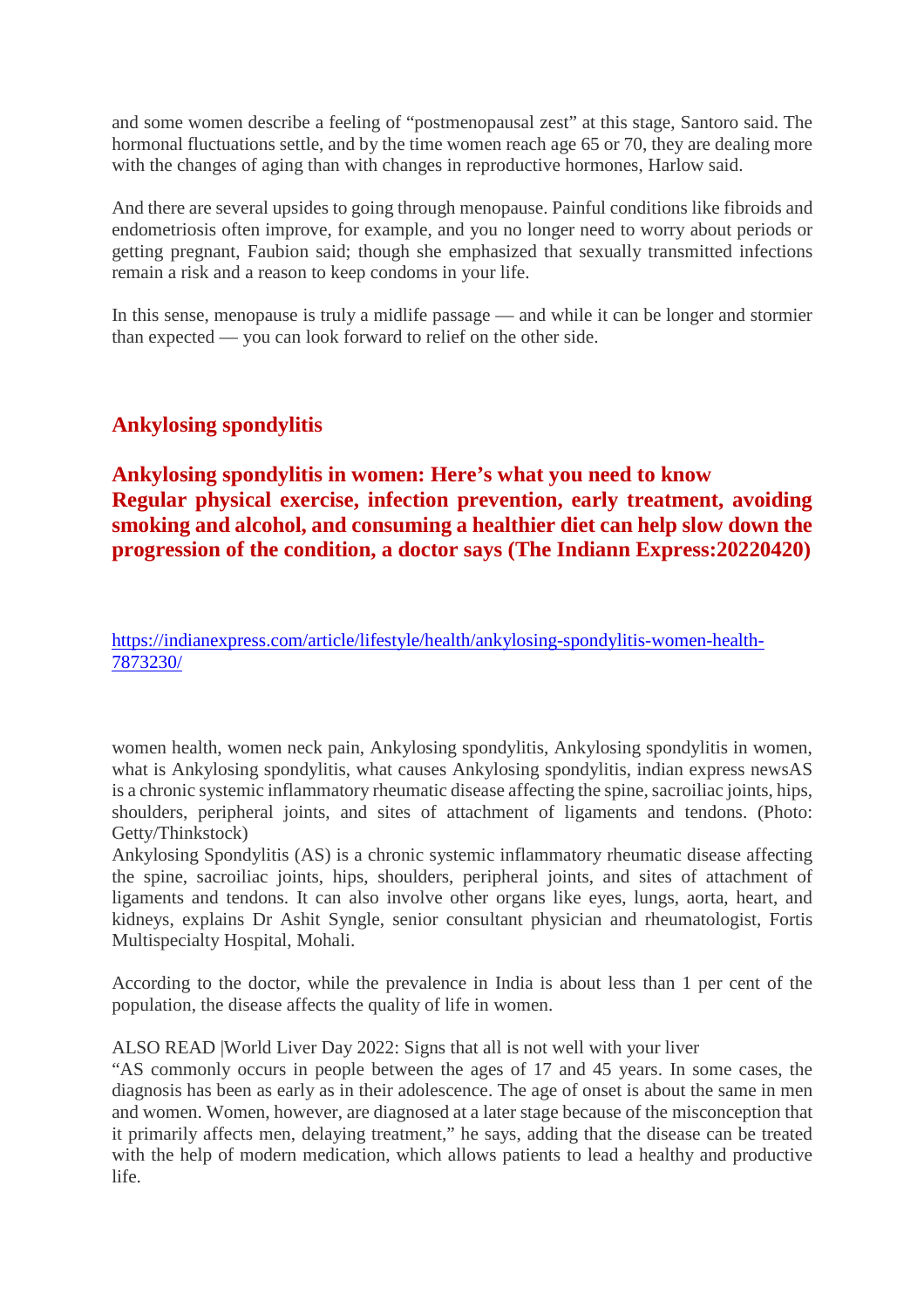and some women describe a feeling of "postmenopausal zest" at this stage, Santoro said. The hormonal fluctuations settle, and by the time women reach age 65 or 70, they are dealing more with the changes of aging than with changes in reproductive hormones, Harlow said.

And there are several upsides to going through menopause. Painful conditions like fibroids and endometriosis often improve, for example, and you no longer need to worry about periods or getting pregnant, Faubion said; though she emphasized that sexually transmitted infections remain a risk and a reason to keep condoms in your life.

In this sense, menopause is truly a midlife passage — and while it can be longer and stormier than expected — you can look forward to relief on the other side.

## Ankylosing spondylitis

## Ankylosing spondylitis in women: Here's what you need to know
## Regular physical exercise, infection prevention, early treatment, avoiding smoking and alcohol, and consuming a healthier diet can help slow down the progression of the condition, a doctor says (The Indiann Express:20220420)

https://indianexpress.com/article/lifestyle/health/ankylosing-spondylitis-women-health-7873230/

women health, women neck pain, Ankylosing spondylitis, Ankylosing spondylitis in women, what is Ankylosing spondylitis, what causes Ankylosing spondylitis, indian express newsAS is a chronic systemic inflammatory rheumatic disease affecting the spine, sacroiliac joints, hips, shoulders, peripheral joints, and sites of attachment of ligaments and tendons. (Photo: Getty/Thinkstock)

Ankylosing Spondylitis (AS) is a chronic systemic inflammatory rheumatic disease affecting the spine, sacroiliac joints, hips, shoulders, peripheral joints, and sites of attachment of ligaments and tendons. It can also involve other organs like eyes, lungs, aorta, heart, and kidneys, explains Dr Ashit Syngle, senior consultant physician and rheumatologist, Fortis Multispecialty Hospital, Mohali.

According to the doctor, while the prevalence in India is about less than 1 per cent of the population, the disease affects the quality of life in women.

ALSO READ |World Liver Day 2022: Signs that all is not well with your liver

"AS commonly occurs in people between the ages of 17 and 45 years. In some cases, the diagnosis has been as early as in their adolescence. The age of onset is about the same in men and women. Women, however, are diagnosed at a later stage because of the misconception that it primarily affects men, delaying treatment," he says, adding that the disease can be treated with the help of modern medication, which allows patients to lead a healthy and productive life.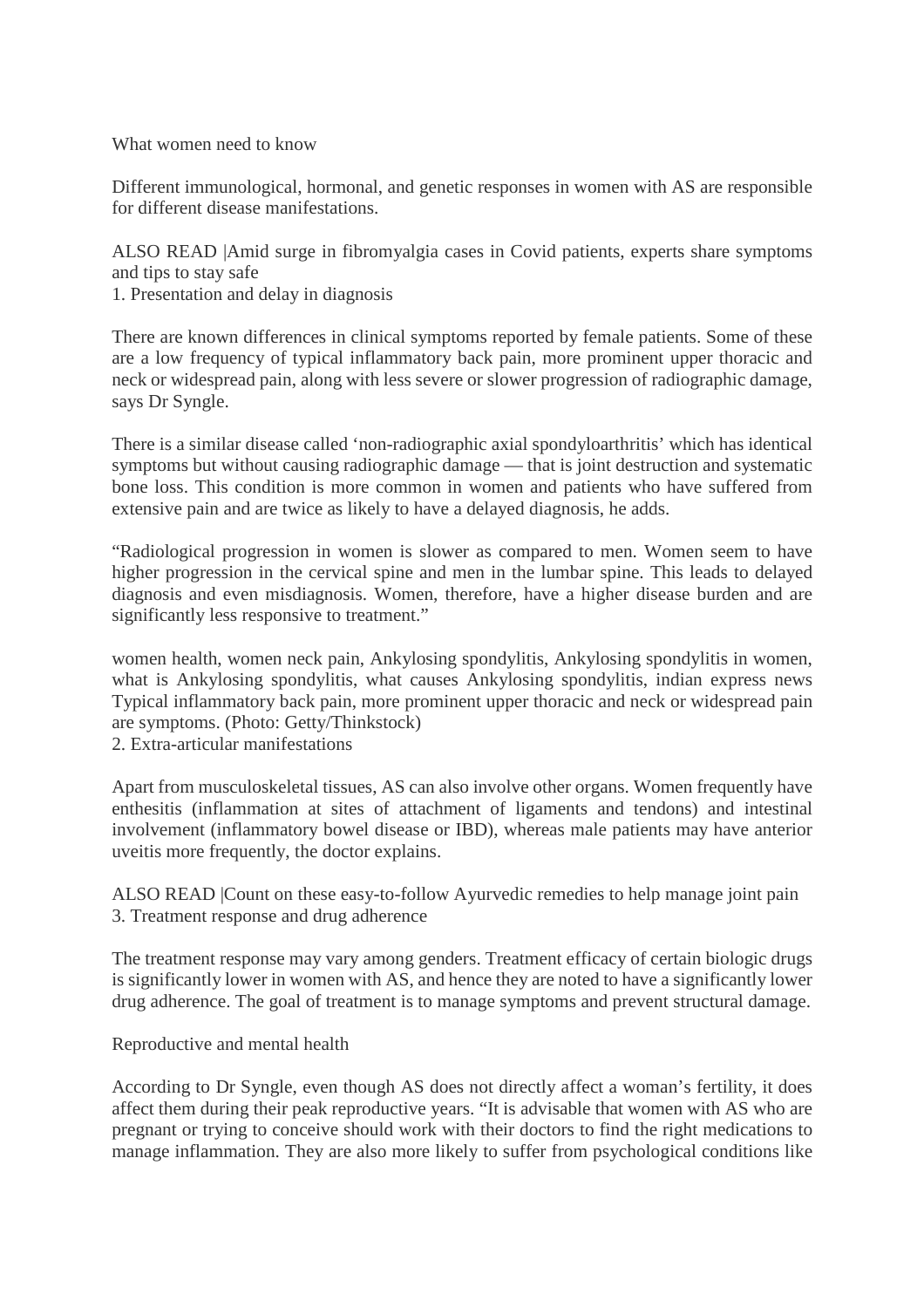What women need to know

Different immunological, hormonal, and genetic responses in women with AS are responsible for different disease manifestations.

ALSO READ |Amid surge in fibromyalgia cases in Covid patients, experts share symptoms and tips to stay safe

1. Presentation and delay in diagnosis

There are known differences in clinical symptoms reported by female patients. Some of these are a low frequency of typical inflammatory back pain, more prominent upper thoracic and neck or widespread pain, along with less severe or slower progression of radiographic damage, says Dr Syngle.

There is a similar disease called 'non-radiographic axial spondyloarthritis' which has identical symptoms but without causing radiographic damage — that is joint destruction and systematic bone loss. This condition is more common in women and patients who have suffered from extensive pain and are twice as likely to have a delayed diagnosis, he adds.

"Radiological progression in women is slower as compared to men. Women seem to have higher progression in the cervical spine and men in the lumbar spine. This leads to delayed diagnosis and even misdiagnosis. Women, therefore, have a higher disease burden and are significantly less responsive to treatment."

women health, women neck pain, Ankylosing spondylitis, Ankylosing spondylitis in women, what is Ankylosing spondylitis, what causes Ankylosing spondylitis, indian express news Typical inflammatory back pain, more prominent upper thoracic and neck or widespread pain are symptoms. (Photo: Getty/Thinkstock)

2. Extra-articular manifestations

Apart from musculoskeletal tissues, AS can also involve other organs. Women frequently have enthesitis (inflammation at sites of attachment of ligaments and tendons) and intestinal involvement (inflammatory bowel disease or IBD), whereas male patients may have anterior uveitis more frequently, the doctor explains.

ALSO READ |Count on these easy-to-follow Ayurvedic remedies to help manage joint pain

3. Treatment response and drug adherence

The treatment response may vary among genders. Treatment efficacy of certain biologic drugs is significantly lower in women with AS, and hence they are noted to have a significantly lower drug adherence. The goal of treatment is to manage symptoms and prevent structural damage.

Reproductive and mental health

According to Dr Syngle, even though AS does not directly affect a woman's fertility, it does affect them during their peak reproductive years. "It is advisable that women with AS who are pregnant or trying to conceive should work with their doctors to find the right medications to manage inflammation. They are also more likely to suffer from psychological conditions like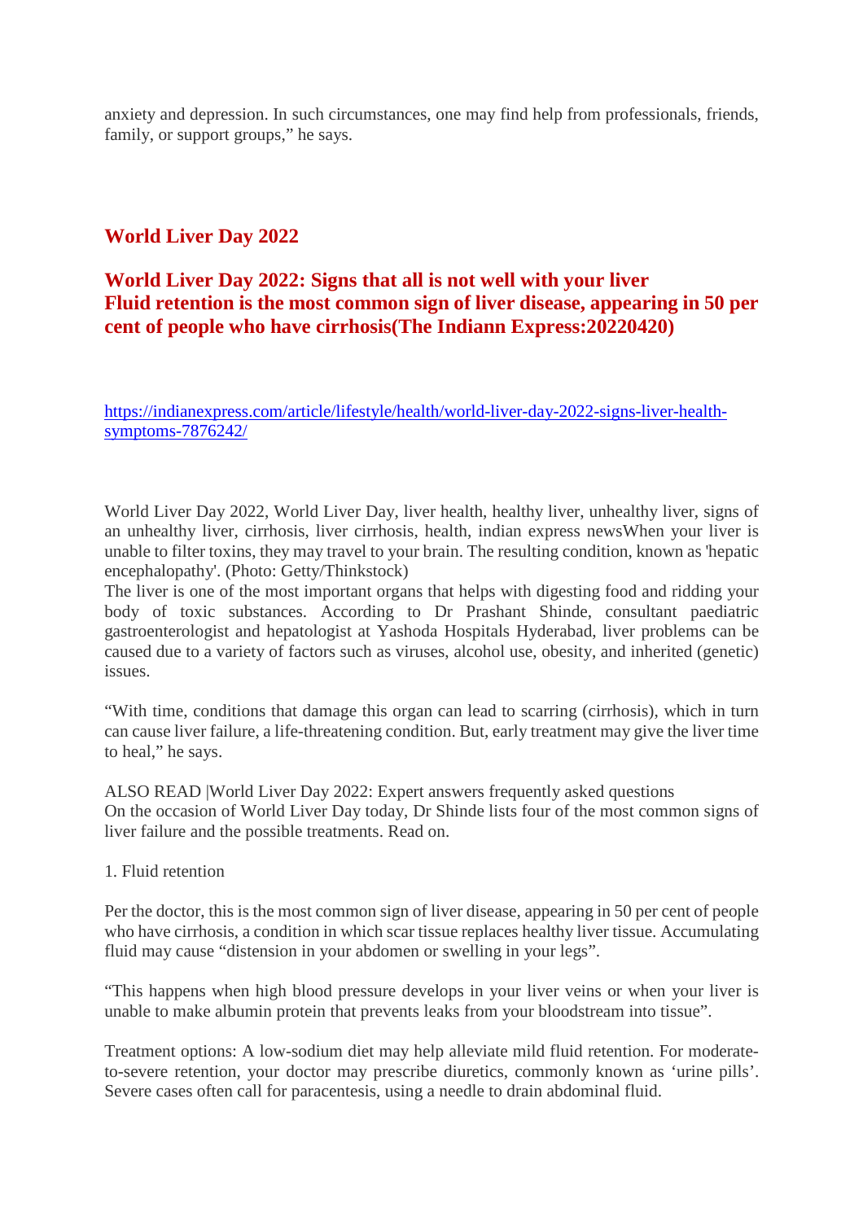anxiety and depression. In such circumstances, one may find help from professionals, friends, family, or support groups," he says.

## World Liver Day 2022

### World Liver Day 2022: Signs that all is not well with your liver
### Fluid retention is the most common sign of liver disease, appearing in 50 per cent of people who have cirrhosis(The Indiann Express:20220420)

https://indianexpress.com/article/lifestyle/health/world-liver-day-2022-signs-liver-health-symptoms-7876242/

World Liver Day 2022, World Liver Day, liver health, healthy liver, unhealthy liver, signs of an unhealthy liver, cirrhosis, liver cirrhosis, health, indian express newsWhen your liver is unable to filter toxins, they may travel to your brain. The resulting condition, known as 'hepatic encephalopathy'. (Photo: Getty/Thinkstock)
The liver is one of the most important organs that helps with digesting food and ridding your body of toxic substances. According to Dr Prashant Shinde, consultant paediatric gastroenterologist and hepatologist at Yashoda Hospitals Hyderabad, liver problems can be caused due to a variety of factors such as viruses, alcohol use, obesity, and inherited (genetic) issues.

"With time, conditions that damage this organ can lead to scarring (cirrhosis), which in turn can cause liver failure, a life-threatening condition. But, early treatment may give the liver time to heal," he says.

ALSO READ |World Liver Day 2022: Expert answers frequently asked questions
On the occasion of World Liver Day today, Dr Shinde lists four of the most common signs of liver failure and the possible treatments. Read on.

1. Fluid retention

Per the doctor, this is the most common sign of liver disease, appearing in 50 per cent of people who have cirrhosis, a condition in which scar tissue replaces healthy liver tissue. Accumulating fluid may cause "distension in your abdomen or swelling in your legs".

"This happens when high blood pressure develops in your liver veins or when your liver is unable to make albumin protein that prevents leaks from your bloodstream into tissue".

Treatment options: A low-sodium diet may help alleviate mild fluid retention. For moderate-to-severe retention, your doctor may prescribe diuretics, commonly known as 'urine pills'. Severe cases often call for paracentesis, using a needle to drain abdominal fluid.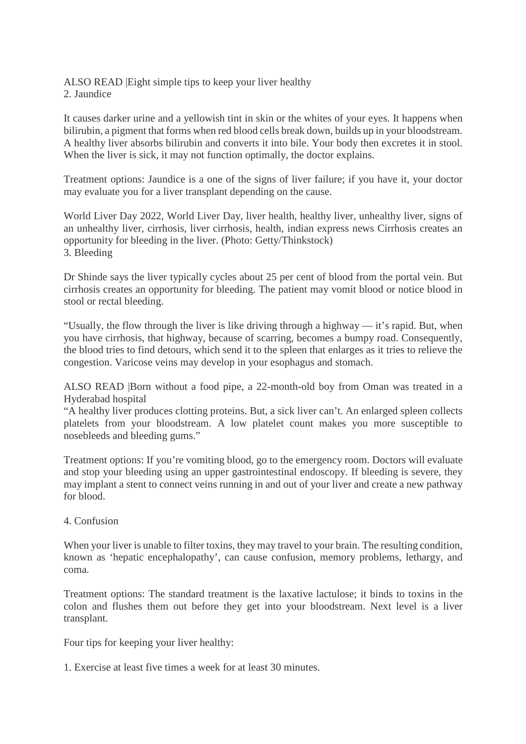ALSO READ |Eight simple tips to keep your liver healthy

2. Jaundice

It causes darker urine and a yellowish tint in skin or the whites of your eyes. It happens when bilirubin, a pigment that forms when red blood cells break down, builds up in your bloodstream. A healthy liver absorbs bilirubin and converts it into bile. Your body then excretes it in stool. When the liver is sick, it may not function optimally, the doctor explains.

Treatment options: Jaundice is a one of the signs of liver failure; if you have it, your doctor may evaluate you for a liver transplant depending on the cause.

World Liver Day 2022, World Liver Day, liver health, healthy liver, unhealthy liver, signs of an unhealthy liver, cirrhosis, liver cirrhosis, health, indian express news Cirrhosis creates an opportunity for bleeding in the liver. (Photo: Getty/Thinkstock)

3. Bleeding

Dr Shinde says the liver typically cycles about 25 per cent of blood from the portal vein. But cirrhosis creates an opportunity for bleeding. The patient may vomit blood or notice blood in stool or rectal bleeding.

"Usually, the flow through the liver is like driving through a highway — it's rapid. But, when you have cirrhosis, that highway, because of scarring, becomes a bumpy road. Consequently, the blood tries to find detours, which send it to the spleen that enlarges as it tries to relieve the congestion. Varicose veins may develop in your esophagus and stomach.

ALSO READ |Born without a food pipe, a 22-month-old boy from Oman was treated in a Hyderabad hospital

"A healthy liver produces clotting proteins. But, a sick liver can't. An enlarged spleen collects platelets from your bloodstream. A low platelet count makes you more susceptible to nosebleeds and bleeding gums."

Treatment options: If you're vomiting blood, go to the emergency room. Doctors will evaluate and stop your bleeding using an upper gastrointestinal endoscopy. If bleeding is severe, they may implant a stent to connect veins running in and out of your liver and create a new pathway for blood.

4. Confusion

When your liver is unable to filter toxins, they may travel to your brain. The resulting condition, known as 'hepatic encephalopathy', can cause confusion, memory problems, lethargy, and coma.

Treatment options: The standard treatment is the laxative lactulose; it binds to toxins in the colon and flushes them out before they get into your bloodstream. Next level is a liver transplant.

Four tips for keeping your liver healthy:

1. Exercise at least five times a week for at least 30 minutes.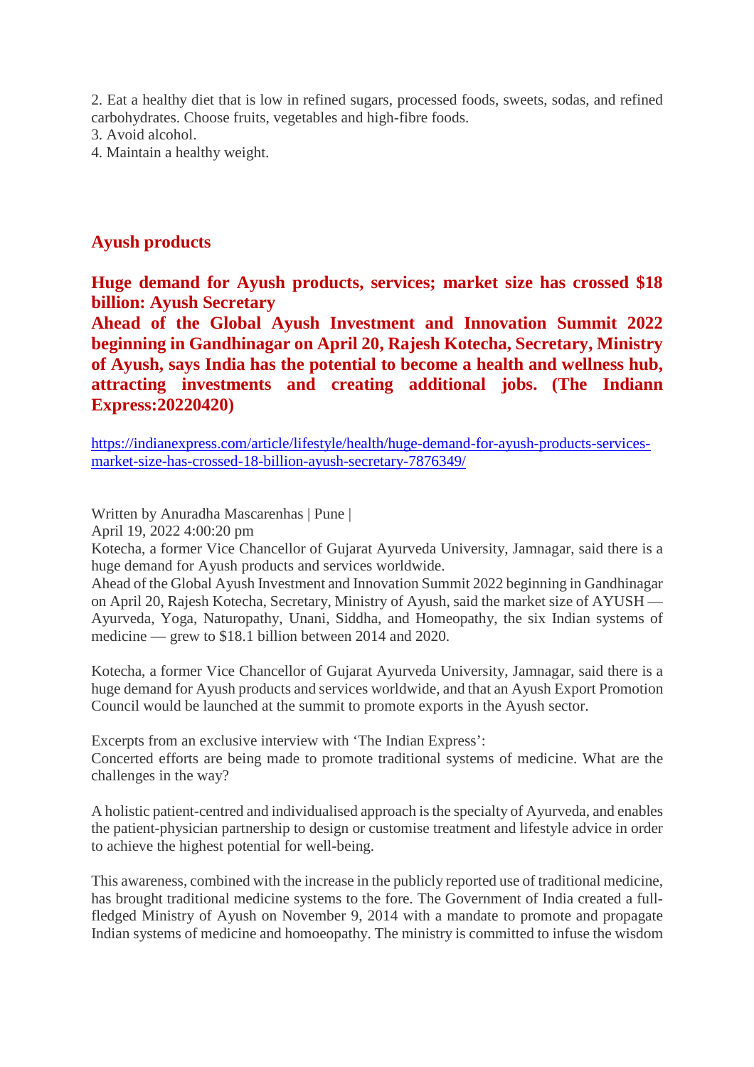2. Eat a healthy diet that is low in refined sugars, processed foods, sweets, sodas, and refined carbohydrates. Choose fruits, vegetables and high-fibre foods.
3. Avoid alcohol.
4. Maintain a healthy weight.

## Ayush products

### Huge demand for Ayush products, services; market size has crossed $18 billion: Ayush Secretary

### Ahead of the Global Ayush Investment and Innovation Summit 2022 beginning in Gandhinagar on April 20, Rajesh Kotecha, Secretary, Ministry of Ayush, says India has the potential to become a health and wellness hub, attracting investments and creating additional jobs. (The Indiann Express:20220420)

https://indianexpress.com/article/lifestyle/health/huge-demand-for-ayush-products-services-market-size-has-crossed-18-billion-ayush-secretary-7876349/

Written by Anuradha Mascarenhas | Pune |
April 19, 2022 4:00:20 pm
Kotecha, a former Vice Chancellor of Gujarat Ayurveda University, Jamnagar, said there is a huge demand for Ayush products and services worldwide.
Ahead of the Global Ayush Investment and Innovation Summit 2022 beginning in Gandhinagar on April 20, Rajesh Kotecha, Secretary, Ministry of Ayush, said the market size of AYUSH — Ayurveda, Yoga, Naturopathy, Unani, Siddha, and Homeopathy, the six Indian systems of medicine — grew to $18.1 billion between 2014 and 2020.

Kotecha, a former Vice Chancellor of Gujarat Ayurveda University, Jamnagar, said there is a huge demand for Ayush products and services worldwide, and that an Ayush Export Promotion Council would be launched at the summit to promote exports in the Ayush sector.

Excerpts from an exclusive interview with 'The Indian Express':
Concerted efforts are being made to promote traditional systems of medicine. What are the challenges in the way?

A holistic patient-centred and individualised approach is the specialty of Ayurveda, and enables the patient-physician partnership to design or customise treatment and lifestyle advice in order to achieve the highest potential for well-being.

This awareness, combined with the increase in the publicly reported use of traditional medicine, has brought traditional medicine systems to the fore. The Government of India created a full-fledged Ministry of Ayush on November 9, 2014 with a mandate to promote and propagate Indian systems of medicine and homoeopathy. The ministry is committed to infuse the wisdom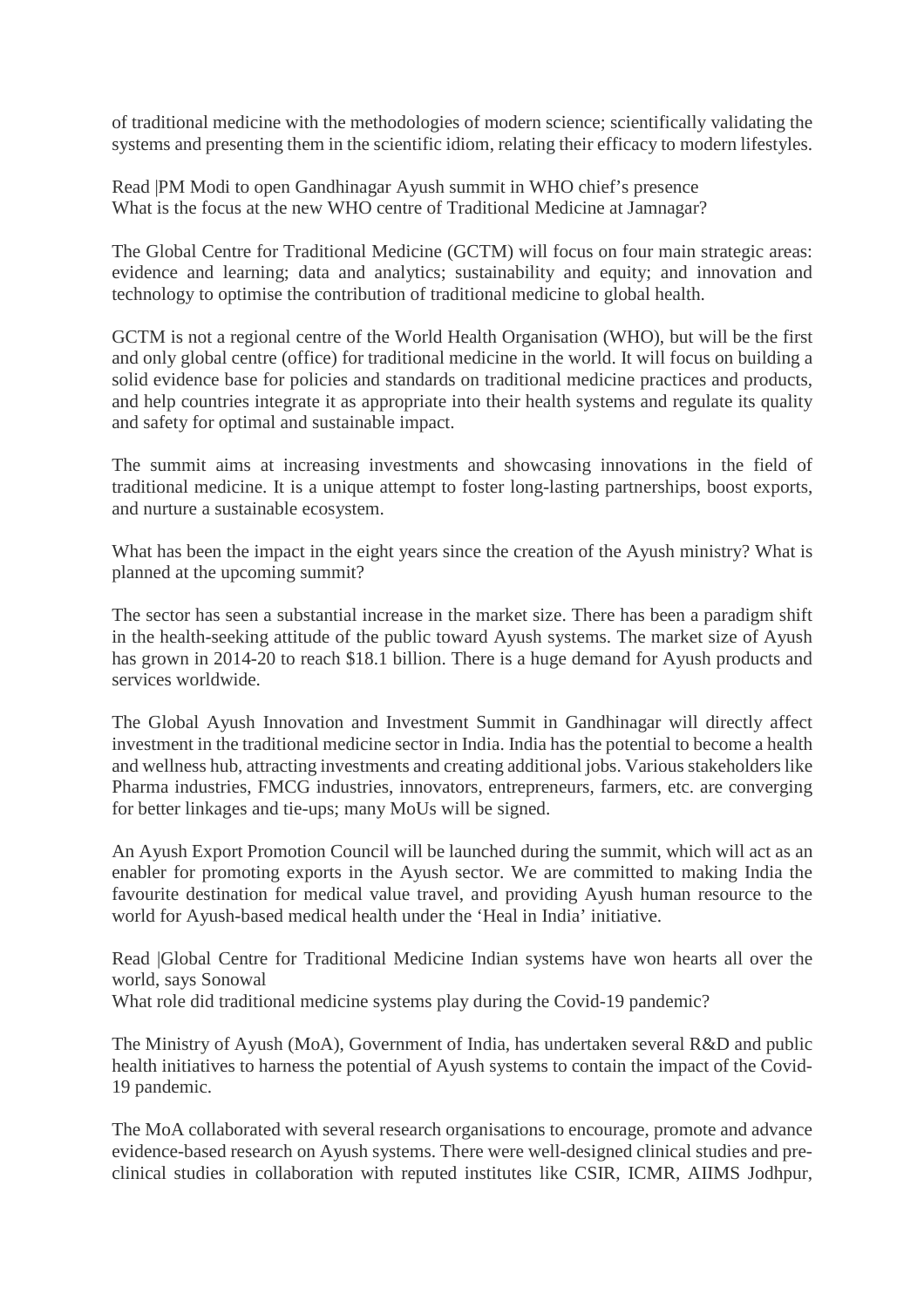of traditional medicine with the methodologies of modern science; scientifically validating the systems and presenting them in the scientific idiom, relating their efficacy to modern lifestyles.

Read |PM Modi to open Gandhinagar Ayush summit in WHO chief's presence

What is the focus at the new WHO centre of Traditional Medicine at Jamnagar?

The Global Centre for Traditional Medicine (GCTM) will focus on four main strategic areas: evidence and learning; data and analytics; sustainability and equity; and innovation and technology to optimise the contribution of traditional medicine to global health.

GCTM is not a regional centre of the World Health Organisation (WHO), but will be the first and only global centre (office) for traditional medicine in the world. It will focus on building a solid evidence base for policies and standards on traditional medicine practices and products, and help countries integrate it as appropriate into their health systems and regulate its quality and safety for optimal and sustainable impact.

The summit aims at increasing investments and showcasing innovations in the field of traditional medicine. It is a unique attempt to foster long-lasting partnerships, boost exports, and nurture a sustainable ecosystem.

What has been the impact in the eight years since the creation of the Ayush ministry? What is planned at the upcoming summit?

The sector has seen a substantial increase in the market size. There has been a paradigm shift in the health-seeking attitude of the public toward Ayush systems. The market size of Ayush has grown in 2014-20 to reach $18.1 billion. There is a huge demand for Ayush products and services worldwide.

The Global Ayush Innovation and Investment Summit in Gandhinagar will directly affect investment in the traditional medicine sector in India. India has the potential to become a health and wellness hub, attracting investments and creating additional jobs. Various stakeholders like Pharma industries, FMCG industries, innovators, entrepreneurs, farmers, etc. are converging for better linkages and tie-ups; many MoUs will be signed.

An Ayush Export Promotion Council will be launched during the summit, which will act as an enabler for promoting exports in the Ayush sector. We are committed to making India the favourite destination for medical value travel, and providing Ayush human resource to the world for Ayush-based medical health under the 'Heal in India' initiative.

Read |Global Centre for Traditional Medicine Indian systems have won hearts all over the world, says Sonowal

What role did traditional medicine systems play during the Covid-19 pandemic?

The Ministry of Ayush (MoA), Government of India, has undertaken several R&D and public health initiatives to harness the potential of Ayush systems to contain the impact of the Covid-19 pandemic.

The MoA collaborated with several research organisations to encourage, promote and advance evidence-based research on Ayush systems. There were well-designed clinical studies and pre-clinical studies in collaboration with reputed institutes like CSIR, ICMR, AIIMS Jodhpur,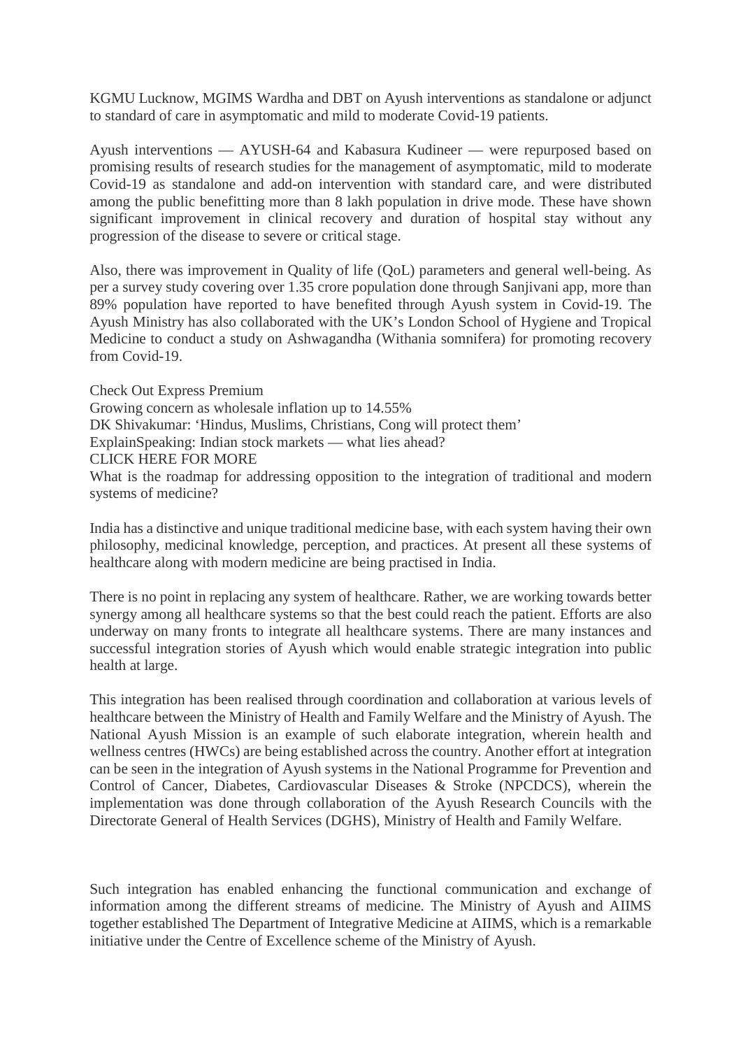KGMU Lucknow, MGIMS Wardha and DBT on Ayush interventions as standalone or adjunct to standard of care in asymptomatic and mild to moderate Covid-19 patients.

Ayush interventions — AYUSH-64 and Kabasura Kudineer — were repurposed based on promising results of research studies for the management of asymptomatic, mild to moderate Covid-19 as standalone and add-on intervention with standard care, and were distributed among the public benefitting more than 8 lakh population in drive mode. These have shown significant improvement in clinical recovery and duration of hospital stay without any progression of the disease to severe or critical stage.

Also, there was improvement in Quality of life (QoL) parameters and general well-being. As per a survey study covering over 1.35 crore population done through Sanjivani app, more than 89% population have reported to have benefited through Ayush system in Covid-19. The Ayush Ministry has also collaborated with the UK's London School of Hygiene and Tropical Medicine to conduct a study on Ashwagandha (Withania somnifera) for promoting recovery from Covid-19.

Check Out Express Premium
Growing concern as wholesale inflation up to 14.55%
DK Shivakumar: 'Hindus, Muslims, Christians, Cong will protect them'
ExplainSpeaking: Indian stock markets — what lies ahead?
CLICK HERE FOR MORE
What is the roadmap for addressing opposition to the integration of traditional and modern systems of medicine?

India has a distinctive and unique traditional medicine base, with each system having their own philosophy, medicinal knowledge, perception, and practices. At present all these systems of healthcare along with modern medicine are being practised in India.

There is no point in replacing any system of healthcare. Rather, we are working towards better synergy among all healthcare systems so that the best could reach the patient. Efforts are also underway on many fronts to integrate all healthcare systems. There are many instances and successful integration stories of Ayush which would enable strategic integration into public health at large.

This integration has been realised through coordination and collaboration at various levels of healthcare between the Ministry of Health and Family Welfare and the Ministry of Ayush. The National Ayush Mission is an example of such elaborate integration, wherein health and wellness centres (HWCs) are being established across the country. Another effort at integration can be seen in the integration of Ayush systems in the National Programme for Prevention and Control of Cancer, Diabetes, Cardiovascular Diseases & Stroke (NPCDCS), wherein the implementation was done through collaboration of the Ayush Research Councils with the Directorate General of Health Services (DGHS), Ministry of Health and Family Welfare.

Such integration has enabled enhancing the functional communication and exchange of information among the different streams of medicine. The Ministry of Ayush and AIIMS together established The Department of Integrative Medicine at AIIMS, which is a remarkable initiative under the Centre of Excellence scheme of the Ministry of Ayush.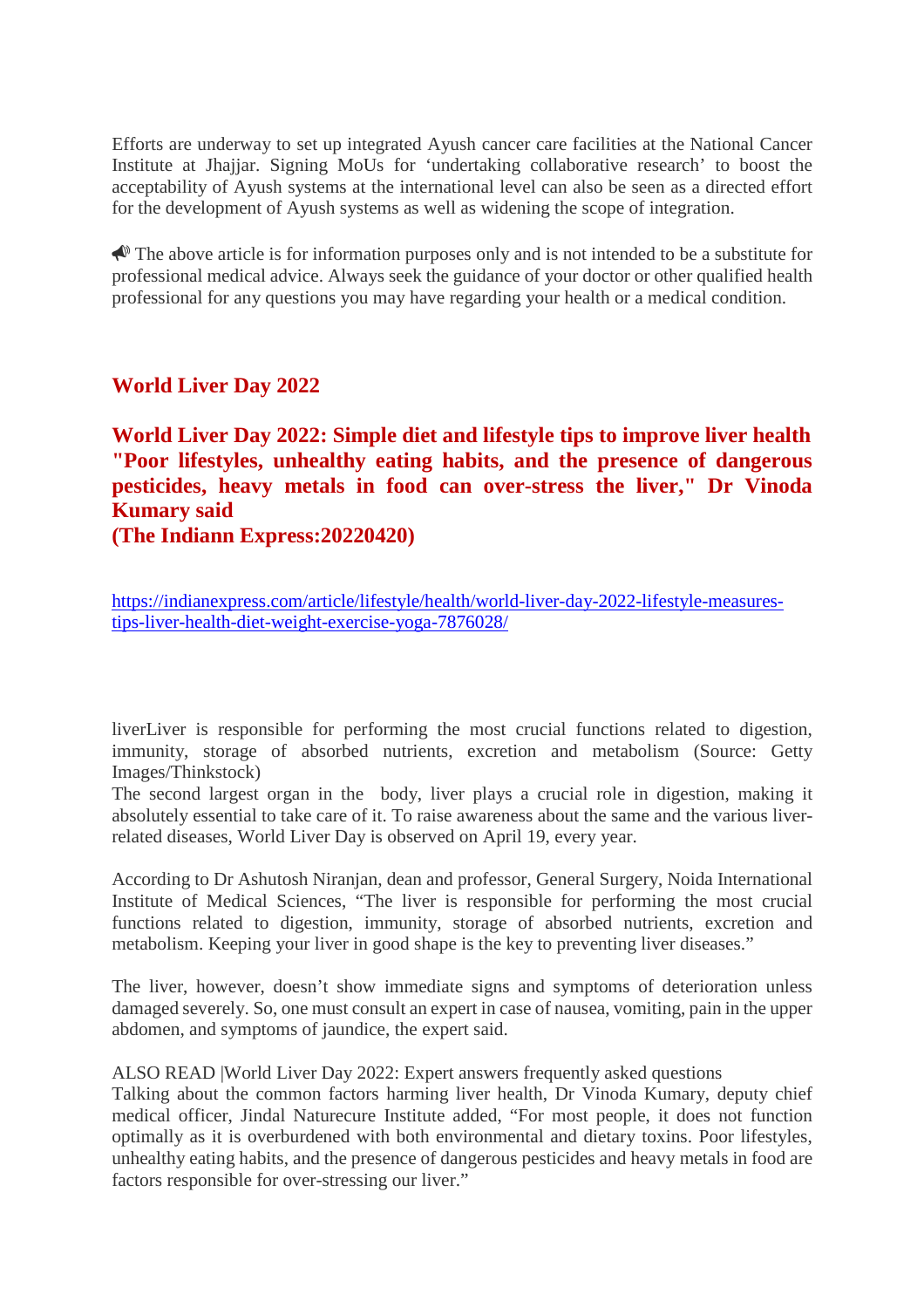Efforts are underway to set up integrated Ayush cancer care facilities at the National Cancer Institute at Jhajjar. Signing MoUs for 'undertaking collaborative research' to boost the acceptability of Ayush systems at the international level can also be seen as a directed effort for the development of Ayush systems as well as widening the scope of integration.

📢 The above article is for information purposes only and is not intended to be a substitute for professional medical advice. Always seek the guidance of your doctor or other qualified health professional for any questions you may have regarding your health or a medical condition.

## World Liver Day 2022

## World Liver Day 2022: Simple diet and lifestyle tips to improve liver health "Poor lifestyles, unhealthy eating habits, and the presence of dangerous pesticides, heavy metals in food can over-stress the liver," Dr Vinoda Kumary said (The Indiann Express:20220420)

https://indianexpress.com/article/lifestyle/health/world-liver-day-2022-lifestyle-measures-tips-liver-health-diet-weight-exercise-yoga-7876028/

liverLiver is responsible for performing the most crucial functions related to digestion, immunity, storage of absorbed nutrients, excretion and metabolism (Source: Getty Images/Thinkstock)
The second largest organ in the body, liver plays a crucial role in digestion, making it absolutely essential to take care of it. To raise awareness about the same and the various liver-related diseases, World Liver Day is observed on April 19, every year.

According to Dr Ashutosh Niranjan, dean and professor, General Surgery, Noida International Institute of Medical Sciences, "The liver is responsible for performing the most crucial functions related to digestion, immunity, storage of absorbed nutrients, excretion and metabolism. Keeping your liver in good shape is the key to preventing liver diseases."

The liver, however, doesn't show immediate signs and symptoms of deterioration unless damaged severely. So, one must consult an expert in case of nausea, vomiting, pain in the upper abdomen, and symptoms of jaundice, the expert said.

ALSO READ |World Liver Day 2022: Expert answers frequently asked questions
Talking about the common factors harming liver health, Dr Vinoda Kumary, deputy chief medical officer, Jindal Naturecure Institute added, "For most people, it does not function optimally as it is overburdened with both environmental and dietary toxins. Poor lifestyles, unhealthy eating habits, and the presence of dangerous pesticides and heavy metals in food are factors responsible for over-stressing our liver."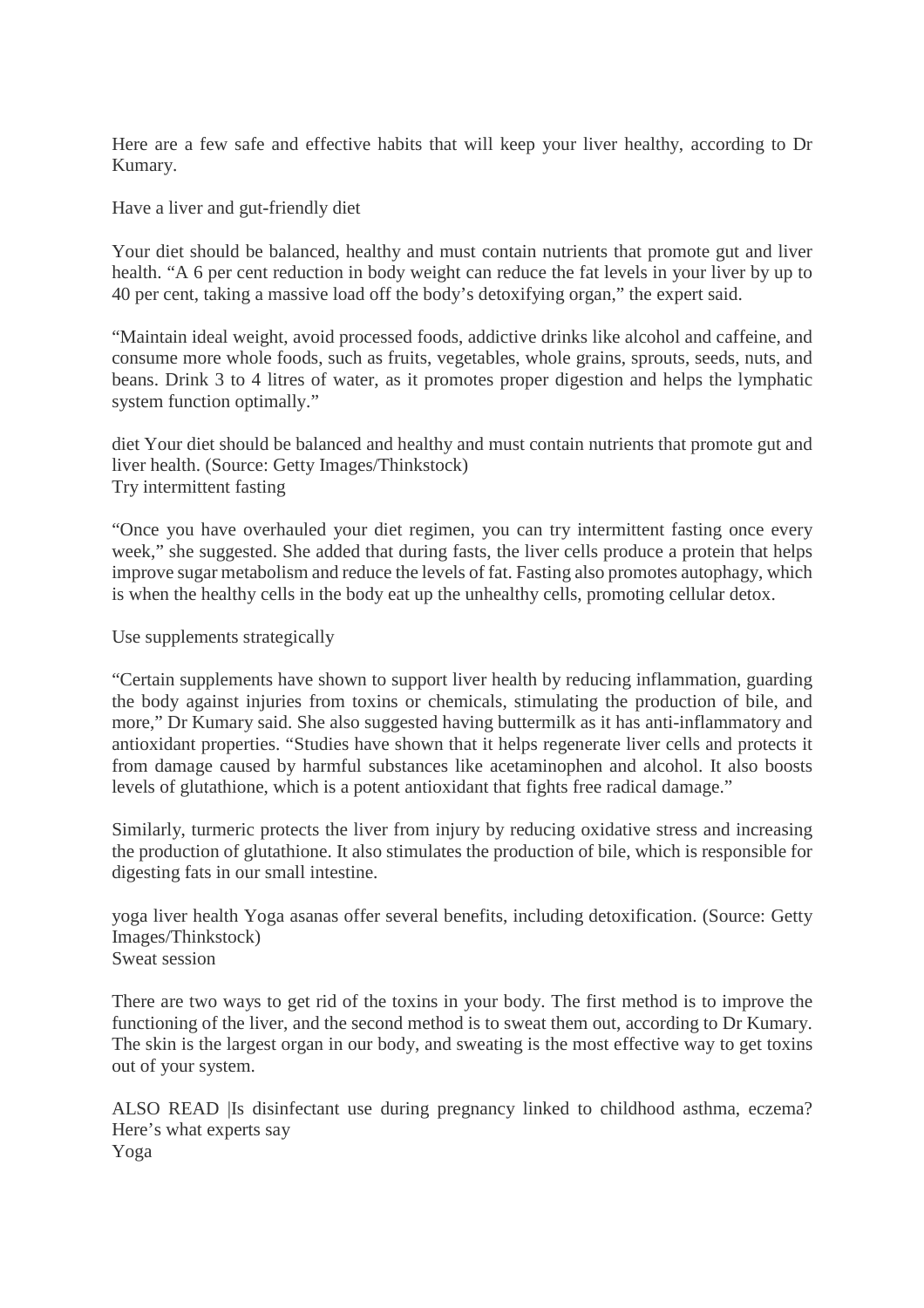Here are a few safe and effective habits that will keep your liver healthy, according to Dr Kumary.

## Have a liver and gut-friendly diet

Your diet should be balanced, healthy and must contain nutrients that promote gut and liver health. "A 6 per cent reduction in body weight can reduce the fat levels in your liver by up to 40 per cent, taking a massive load off the body's detoxifying organ," the expert said.

"Maintain ideal weight, avoid processed foods, addictive drinks like alcohol and caffeine, and consume more whole foods, such as fruits, vegetables, whole grains, sprouts, seeds, nuts, and beans. Drink 3 to 4 litres of water, as it promotes proper digestion and helps the lymphatic system function optimally."

diet Your diet should be balanced and healthy and must contain nutrients that promote gut and liver health. (Source: Getty Images/Thinkstock)

## Try intermittent fasting

"Once you have overhauled your diet regimen, you can try intermittent fasting once every week," she suggested. She added that during fasts, the liver cells produce a protein that helps improve sugar metabolism and reduce the levels of fat. Fasting also promotes autophagy, which is when the healthy cells in the body eat up the unhealthy cells, promoting cellular detox.

## Use supplements strategically

"Certain supplements have shown to support liver health by reducing inflammation, guarding the body against injuries from toxins or chemicals, stimulating the production of bile, and more," Dr Kumary said. She also suggested having buttermilk as it has anti-inflammatory and antioxidant properties. "Studies have shown that it helps regenerate liver cells and protects it from damage caused by harmful substances like acetaminophen and alcohol. It also boosts levels of glutathione, which is a potent antioxidant that fights free radical damage."

Similarly, turmeric protects the liver from injury by reducing oxidative stress and increasing the production of glutathione. It also stimulates the production of bile, which is responsible for digesting fats in our small intestine.

yoga liver health Yoga asanas offer several benefits, including detoxification. (Source: Getty Images/Thinkstock)

## Sweat session

There are two ways to get rid of the toxins in your body. The first method is to improve the functioning of the liver, and the second method is to sweat them out, according to Dr Kumary. The skin is the largest organ in our body, and sweating is the most effective way to get toxins out of your system.

ALSO READ |Is disinfectant use during pregnancy linked to childhood asthma, eczema? Here's what experts say

## Yoga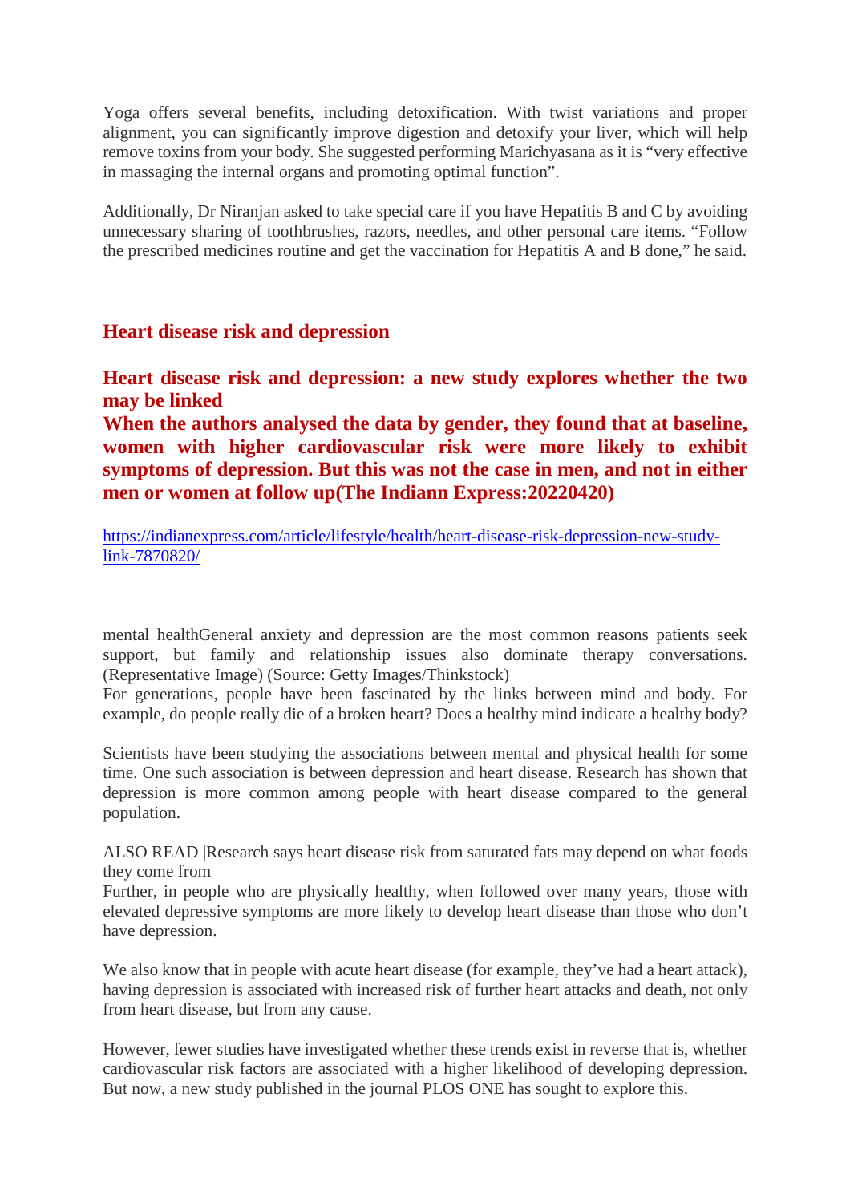Yoga offers several benefits, including detoxification. With twist variations and proper alignment, you can significantly improve digestion and detoxify your liver, which will help remove toxins from your body. She suggested performing Marichyasana as it is "very effective in massaging the internal organs and promoting optimal function".

Additionally, Dr Niranjan asked to take special care if you have Hepatitis B and C by avoiding unnecessary sharing of toothbrushes, razors, needles, and other personal care items. "Follow the prescribed medicines routine and get the vaccination for Hepatitis A and B done," he said.

## Heart disease risk and depression

**Heart disease risk and depression: a new study explores whether the two may be linked**
**When the authors analysed the data by gender, they found that at baseline, women with higher cardiovascular risk were more likely to exhibit symptoms of depression. But this was not the case in men, and not in either men or women at follow up(The Indiann Express:20220420)**

https://indianexpress.com/article/lifestyle/health/heart-disease-risk-depression-new-study-link-7870820/

mental healthGeneral anxiety and depression are the most common reasons patients seek support, but family and relationship issues also dominate therapy conversations. (Representative Image) (Source: Getty Images/Thinkstock)
For generations, people have been fascinated by the links between mind and body. For example, do people really die of a broken heart? Does a healthy mind indicate a healthy body?

Scientists have been studying the associations between mental and physical health for some time. One such association is between depression and heart disease. Research has shown that depression is more common among people with heart disease compared to the general population.

ALSO READ |Research says heart disease risk from saturated fats may depend on what foods they come from
Further, in people who are physically healthy, when followed over many years, those with elevated depressive symptoms are more likely to develop heart disease than those who don't have depression.

We also know that in people with acute heart disease (for example, they've had a heart attack), having depression is associated with increased risk of further heart attacks and death, not only from heart disease, but from any cause.

However, fewer studies have investigated whether these trends exist in reverse that is, whether cardiovascular risk factors are associated with a higher likelihood of developing depression. But now, a new study published in the journal PLOS ONE has sought to explore this.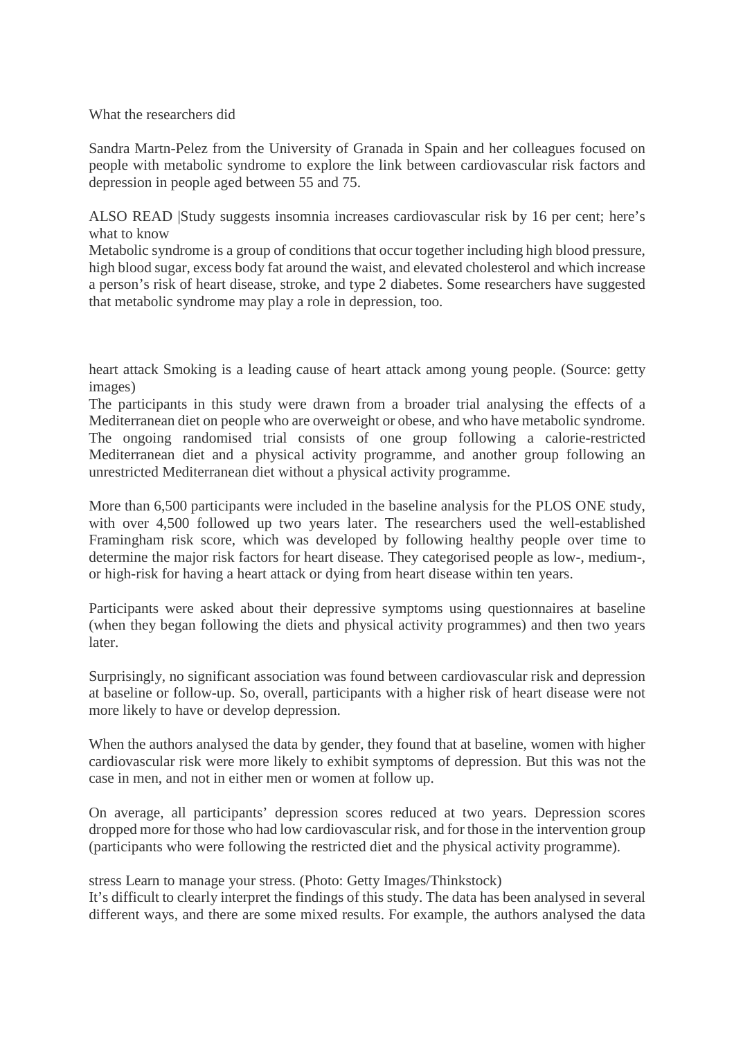What the researchers did

Sandra Martn-Pelez from the University of Granada in Spain and her colleagues focused on people with metabolic syndrome to explore the link between cardiovascular risk factors and depression in people aged between 55 and 75.

ALSO READ |Study suggests insomnia increases cardiovascular risk by 16 per cent; here's what to know

Metabolic syndrome is a group of conditions that occur together including high blood pressure, high blood sugar, excess body fat around the waist, and elevated cholesterol and which increase a person's risk of heart disease, stroke, and type 2 diabetes. Some researchers have suggested that metabolic syndrome may play a role in depression, too.

heart attack Smoking is a leading cause of heart attack among young people. (Source: getty images)

The participants in this study were drawn from a broader trial analysing the effects of a Mediterranean diet on people who are overweight or obese, and who have metabolic syndrome. The ongoing randomised trial consists of one group following a calorie-restricted Mediterranean diet and a physical activity programme, and another group following an unrestricted Mediterranean diet without a physical activity programme.

More than 6,500 participants were included in the baseline analysis for the PLOS ONE study, with over 4,500 followed up two years later. The researchers used the well-established Framingham risk score, which was developed by following healthy people over time to determine the major risk factors for heart disease. They categorised people as low-, medium-, or high-risk for having a heart attack or dying from heart disease within ten years.

Participants were asked about their depressive symptoms using questionnaires at baseline (when they began following the diets and physical activity programmes) and then two years later.

Surprisingly, no significant association was found between cardiovascular risk and depression at baseline or follow-up. So, overall, participants with a higher risk of heart disease were not more likely to have or develop depression.

When the authors analysed the data by gender, they found that at baseline, women with higher cardiovascular risk were more likely to exhibit symptoms of depression. But this was not the case in men, and not in either men or women at follow up.

On average, all participants' depression scores reduced at two years. Depression scores dropped more for those who had low cardiovascular risk, and for those in the intervention group (participants who were following the restricted diet and the physical activity programme).

stress Learn to manage your stress. (Photo: Getty Images/Thinkstock)

It's difficult to clearly interpret the findings of this study. The data has been analysed in several different ways, and there are some mixed results. For example, the authors analysed the data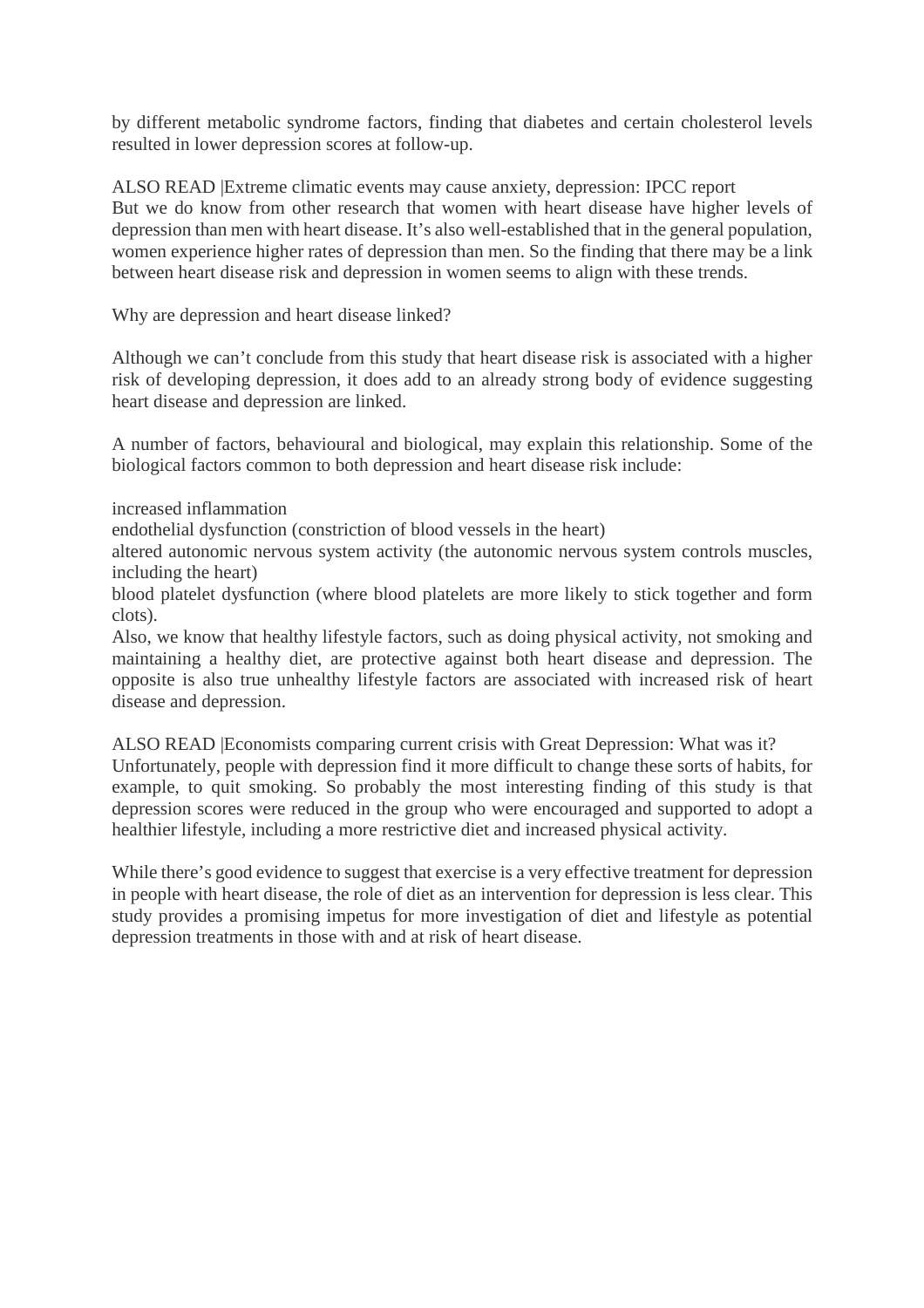by different metabolic syndrome factors, finding that diabetes and certain cholesterol levels resulted in lower depression scores at follow-up.

ALSO READ |Extreme climatic events may cause anxiety, depression: IPCC report
But we do know from other research that women with heart disease have higher levels of depression than men with heart disease. It's also well-established that in the general population, women experience higher rates of depression than men. So the finding that there may be a link between heart disease risk and depression in women seems to align with these trends.

Why are depression and heart disease linked?

Although we can't conclude from this study that heart disease risk is associated with a higher risk of developing depression, it does add to an already strong body of evidence suggesting heart disease and depression are linked.

A number of factors, behavioural and biological, may explain this relationship. Some of the biological factors common to both depression and heart disease risk include:

increased inflammation
endothelial dysfunction (constriction of blood vessels in the heart)
altered autonomic nervous system activity (the autonomic nervous system controls muscles, including the heart)
blood platelet dysfunction (where blood platelets are more likely to stick together and form clots).
Also, we know that healthy lifestyle factors, such as doing physical activity, not smoking and maintaining a healthy diet, are protective against both heart disease and depression. The opposite is also true unhealthy lifestyle factors are associated with increased risk of heart disease and depression.

ALSO READ |Economists comparing current crisis with Great Depression: What was it?
Unfortunately, people with depression find it more difficult to change these sorts of habits, for example, to quit smoking. So probably the most interesting finding of this study is that depression scores were reduced in the group who were encouraged and supported to adopt a healthier lifestyle, including a more restrictive diet and increased physical activity.

While there's good evidence to suggest that exercise is a very effective treatment for depression in people with heart disease, the role of diet as an intervention for depression is less clear. This study provides a promising impetus for more investigation of diet and lifestyle as potential depression treatments in those with and at risk of heart disease.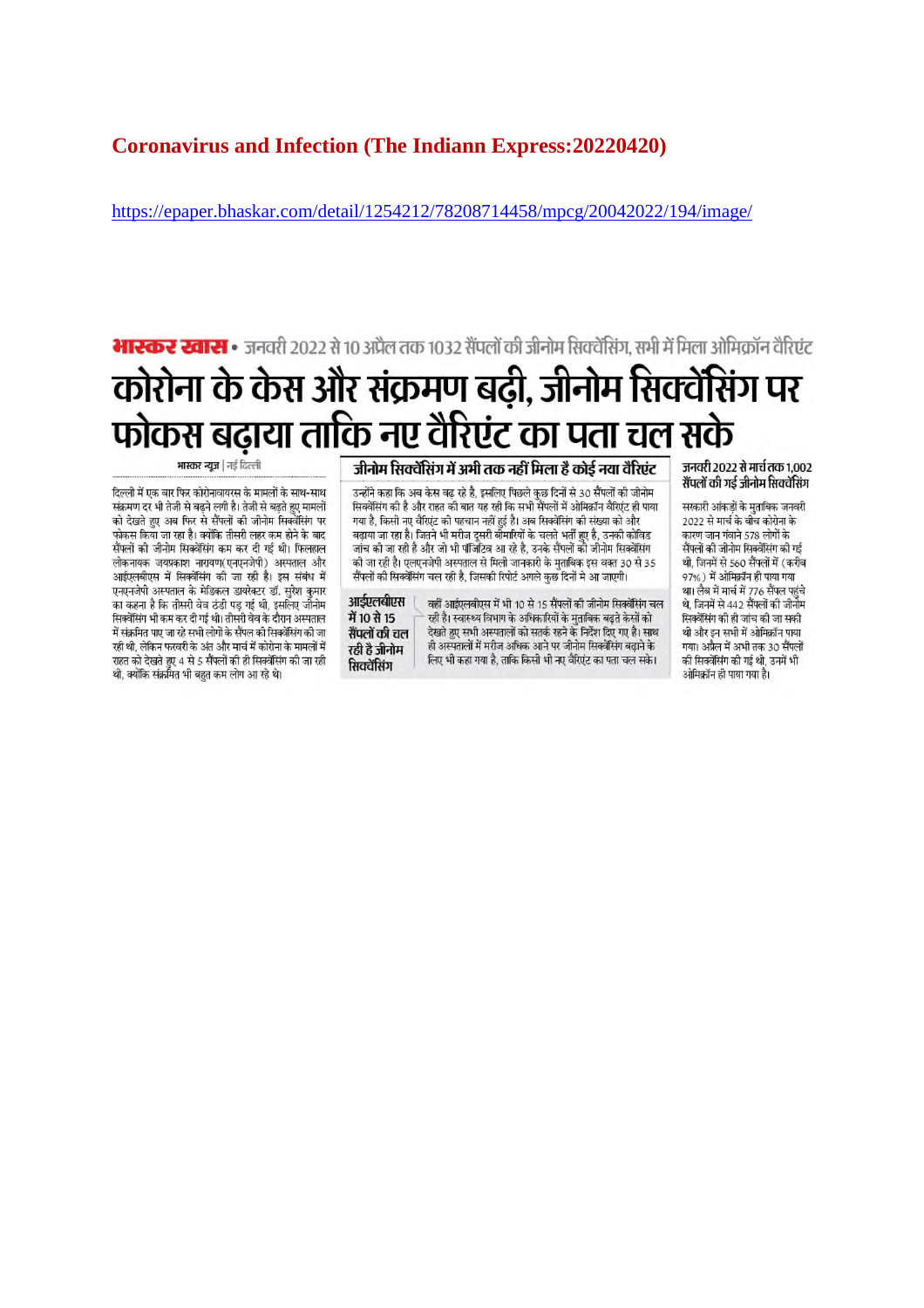## Coronavirus and Infection (The Indiann Express:20220420)

https://epaper.bhaskar.com/detail/1254212/78208714458/mpcg/20042022/194/image/

**भास्कर खास** • जनवरी 2022 से 10 अप्रैल तक 1032 सैंपलों की जीनोम सिक्वेंसिंग, सभी में मिला ओमिक्रॉन वैरिएंट

# कोरोना के केस और संक्रमण बढ़ी, जीनोम सिक्वेंसिंग पर फोकस बढ़ाया ताकि नए वैरिएंट का पता चल सके

भास्कर न्यूज | नई दिल्ली

दिल्ली में एक बार फिर कोरोनावायरस के मामलों के साथ-साथ संक्रमण दर भी तेजी से बढ़ने लगी है। तेजी से बढ़ते हुए मामलों को देखते हुए अब फिर से सैंपलों की जीनोम सिक्वेंसिंग पर फोकस किया जा रहा है। क्योंकि तीसरी लहर कम होने के बाद सैंपलों की जीनोम सिक्वेंसिंग कम कर दी गई थी। फिलहाल लोकनायक जयप्रकाश नारायण(एलएनजेपी) अस्पताल और आईएलबीएस में सिक्वेंसिंग की जा रही है। इस संबंध में एलएनजेपी अस्पताल के मेडिकल डायरेक्टर डॉ. सुरेश कुमार का कहना है कि तीसरी वेव ठंडी पड़ गई थी, इसलिए जीनोम सिक्वेंसिंग भी कम कर दी गई थी। तीसरी वेव के दौरान अस्पताल में संक्रमित पाए जा रहे सभी लोगों के सैंपल की सिक्वेंसिंग की जा रही थी, लेकिन फरवरी के अंत और मार्च में कोरोना के मामलों में राहत को देखते हुए 4 से 5 सैंपलों की ही सिक्वेंसिंग की जा रही थी, क्योंकि संक्रमित भी बहुत कम लोग आ रहे थे।

### जीनोम सिक्वेंसिंग में अभी तक नहीं मिला है कोई नया वैरिएंट

उन्होंने कहा कि अब केस बढ़ रहे है, इसलिए पिछले कुछ दिनों में से 30 सैंपलों की जीनोम सिक्वेंसिंग की है और राहत की बात यह रही कि सभी सैंपलों में ओमिक्रॉन वैरिएंट ही पाया गया है, किसी नए वैरिएंट की पहचान नहीं हुई है। अब सिक्वेंसिंग की संख्या को और बढ़ाया जा रहा है। जितने भी मरीज दूसरी बीमारियों के चलते भर्ती हुए है, उनकी कोविड जांच की जा रही है और जो भी पॉजिटिव आ रहे है, उनके सैंपलों की जीनोम सिक्वेंसिंग की जा रही है। एलएनजेपी अस्पताल से मिली जानकारी के मुताबिक इस वक्त 30 से 35 सैंपलों की सिक्वेंसिंग चल रही है, जिसकी रिपोर्ट अगले कुछ दिनों में आ जाएगी।

**आईएलबीएस में 10 से 15 सैंपलों की चल रही है जीनोम सिक्वेंसिंग**

वहीं आईएलबीएस में भी 10 से 15 सैंपलों की जीनोम सिक्वेंसिंग चल रही है। स्वास्थ्य विभाग के अधिकारियों के मुताबिक बढ़ते केसों को देखते हुए सभी अस्पतालों को सतर्क रहने के निर्देश दिए गए है। साथ ही अस्पतालों में मरीज अधिक आने पर जीनोम सिक्वेंसिंग बढ़ाने के लिए भी कहा गया है, ताकि किसी भी नए वैरिएंट का पता चल सके।

### जनवरी 2022 से मार्च तक 1,002 सैंपलों की गई जीनोम सिक्वेंसिंग

सरकारी आंकड़ों के मुताबिक जनवरी 2022 से मार्च के बीच कोरोना के कारण जान गंवाने 578 लोगों के सैंपलों की जीनोम सिक्वेंसिंग की गई थी, जिनमें से 560 सैंपलों में (करीब 97%) में ओमिक्रॉन ही पाया गया था। लैब में मार्च में 776 सैंपल पहुंचे थे, जिनमें से 442 सैंपलों की जीनोम सिक्वेंसिंग की ही जांच की जा सकी थी और इन सभी में ओमिक्रॉन पाया गया। अप्रैल में अभी तक 30 सैंपलों की सिक्वेंसिंग की गई थी, उनमें भी ओमिक्रॉन ही पाया गया है।